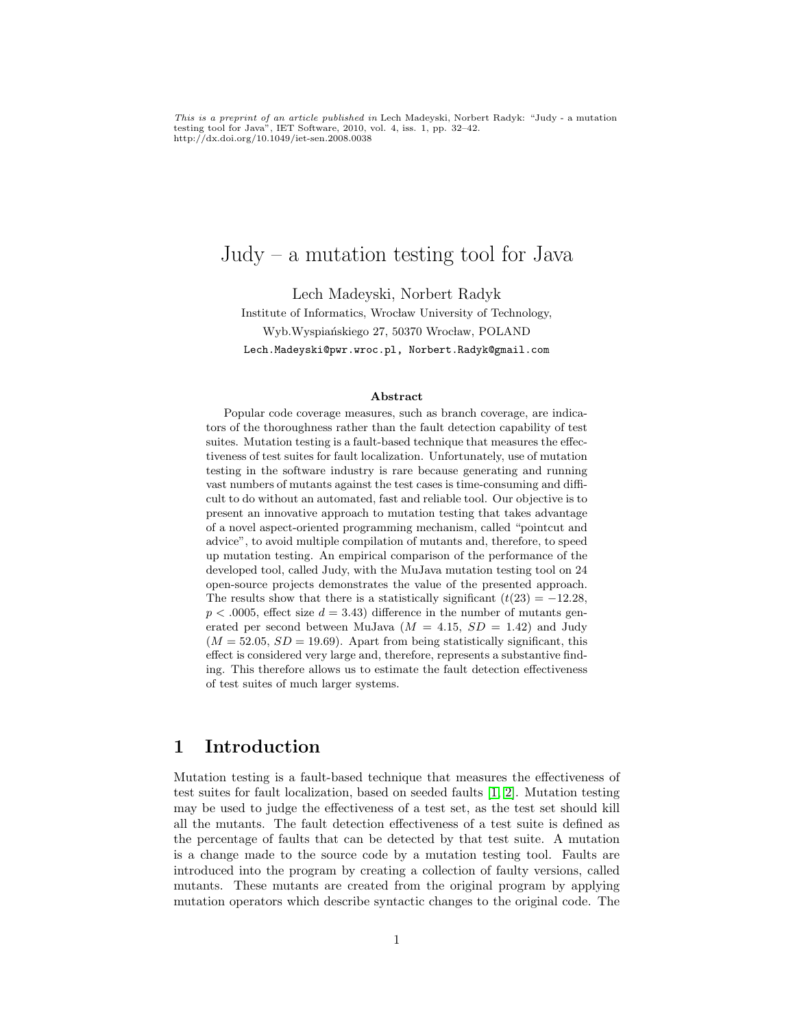*This is a preprint of an article published in* Lech Madeyski, Norbert Radyk: "Judy - a mutation testing tool for Java", IET Software, 2010, vol. 4, iss. 1, pp. 32–42. http://dx.doi.org/10.1049/iet-sen.2008.0038

# Judy – a mutation testing tool for Java

Lech Madeyski, Norbert Radyk

Institute of Informatics, Wrocław University of Technology,

Wyb.Wyspiańskiego 27, 50370 Wrocław, POLAND

Lech.Madeyski@pwr.wroc.pl, Norbert.Radyk@gmail.com

### Abstract

Popular code coverage measures, such as branch coverage, are indicators of the thoroughness rather than the fault detection capability of test suites. Mutation testing is a fault-based technique that measures the effectiveness of test suites for fault localization. Unfortunately, use of mutation testing in the software industry is rare because generating and running vast numbers of mutants against the test cases is time-consuming and difficult to do without an automated, fast and reliable tool. Our objective is to present an innovative approach to mutation testing that takes advantage of a novel aspect-oriented programming mechanism, called "pointcut and advice", to avoid multiple compilation of mutants and, therefore, to speed up mutation testing. An empirical comparison of the performance of the developed tool, called Judy, with the MuJava mutation testing tool on 24 open-source projects demonstrates the value of the presented approach. The results show that there is a statistically significant ($t(23) = -12.28$, $p < .0005$, effect size $d = 3.43$) difference in the number of mutants generated per second between MuJava ($M = 4.15$, $SD = 1.42$) and Judy ($M = 52.05$, $SD = 19.69$). Apart from being statistically significant, this effect is considered very large and, therefore, represents a substantive finding. This therefore allows us to estimate the fault detection effectiveness of test suites of much larger systems.

## 1 Introduction

Mutation testing is a fault-based technique that measures the effectiveness of test suites for fault localization, based on seeded faults [1, 2]. Mutation testing may be used to judge the effectiveness of a test set, as the test set should kill all the mutants. The fault detection effectiveness of a test suite is defined as the percentage of faults that can be detected by that test suite. A mutation is a change made to the source code by a mutation testing tool. Faults are introduced into the program by creating a collection of faulty versions, called mutants. These mutants are created from the original program by applying mutation operators which describe syntactic changes to the original code. The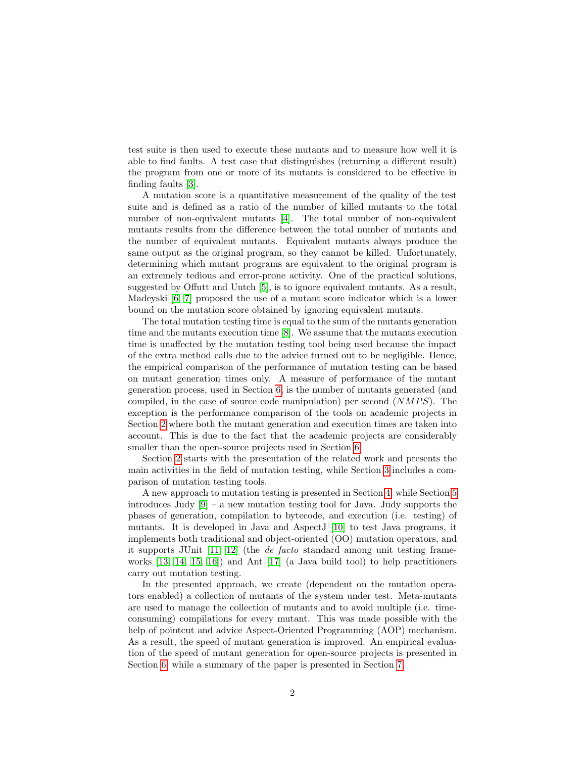test suite is then used to execute these mutants and to measure how well it is able to find faults. A test case that distinguishes (returning a different result) the program from one or more of its mutants is considered to be effective in finding faults [3].

A mutation score is a quantitative measurement of the quality of the test suite and is defined as a ratio of the number of killed mutants to the total number of non-equivalent mutants [4]. The total number of non-equivalent mutants results from the difference between the total number of mutants and the number of equivalent mutants. Equivalent mutants always produce the same output as the original program, so they cannot be killed. Unfortunately, determining which mutant programs are equivalent to the original program is an extremely tedious and error-prone activity. One of the practical solutions, suggested by Offutt and Untch [5], is to ignore equivalent mutants. As a result, Madeyski [6, 7] proposed the use of a mutant score indicator which is a lower bound on the mutation score obtained by ignoring equivalent mutants.

The total mutation testing time is equal to the sum of the mutants generation time and the mutants execution time [8]. We assume that the mutants execution time is unaffected by the mutation testing tool being used because the impact of the extra method calls due to the advice turned out to be negligible. Hence, the empirical comparison of the performance of mutation testing can be based on mutant generation times only. A measure of performance of the mutant generation process, used in Section 6, is the number of mutants generated (and compiled, in the case of source code manipulation) per second ($NMPS$). The exception is the performance comparison of the tools on academic projects in Section 2 where both the mutant generation and execution times are taken into account. This is due to the fact that the academic projects are considerably smaller than the open-source projects used in Section 6.

Section 2 starts with the presentation of the related work and presents the main activities in the field of mutation testing, while Section 3 includes a comparison of mutation testing tools.

A new approach to mutation testing is presented in Section 4, while Section 5 introduces Judy [9] – a new mutation testing tool for Java. Judy supports the phases of generation, compilation to bytecode, and execution (i.e. testing) of mutants. It is developed in Java and AspectJ [10] to test Java programs, it implements both traditional and object-oriented (OO) mutation operators, and it supports JUnit [11, 12] (the *de facto* standard among unit testing frameworks [13, 14, 15, 16]) and Ant [17] (a Java build tool) to help practitioners carry out mutation testing.

In the presented approach, we create (dependent on the mutation operators enabled) a collection of mutants of the system under test. Meta-mutants are used to manage the collection of mutants and to avoid multiple (i.e. time-consuming) compilations for every mutant. This was made possible with the help of pointcut and advice Aspect-Oriented Programming (AOP) mechanism. As a result, the speed of mutant generation is improved. An empirical evaluation of the speed of mutant generation for open-source projects is presented in Section 6, while a summary of the paper is presented in Section 7.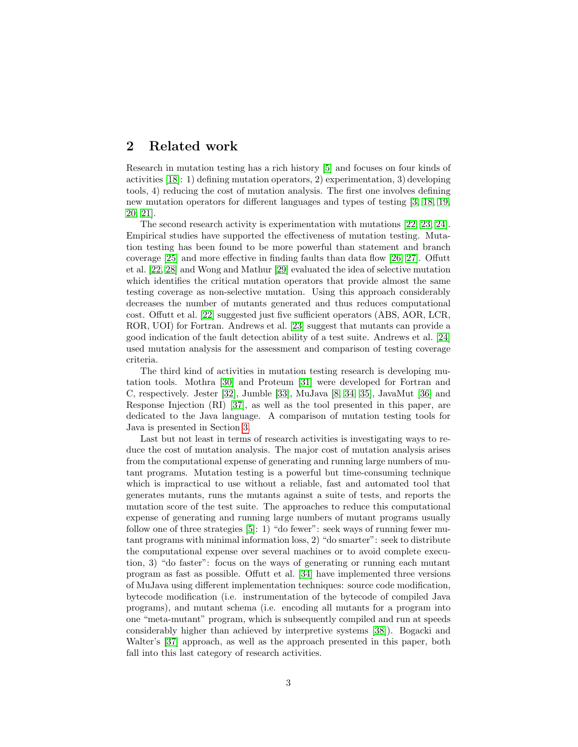## 2 Related work

Research in mutation testing has a rich history [5] and focuses on four kinds of activities [18]: 1) defining mutation operators, 2) experimentation, 3) developing tools, 4) reducing the cost of mutation analysis. The first one involves defining new mutation operators for different languages and types of testing [3, 18, 19, 20, 21].

The second research activity is experimentation with mutations [22, 23, 24]. Empirical studies have supported the effectiveness of mutation testing. Mutation testing has been found to be more powerful than statement and branch coverage [25] and more effective in finding faults than data flow [26, 27]. Offutt et al. [22, 28] and Wong and Mathur [29] evaluated the idea of selective mutation which identifies the critical mutation operators that provide almost the same testing coverage as non-selective mutation. Using this approach considerably decreases the number of mutants generated and thus reduces computational cost. Offutt et al. [22] suggested just five sufficient operators (ABS, AOR, LCR, ROR, UOI) for Fortran. Andrews et al. [23] suggest that mutants can provide a good indication of the fault detection ability of a test suite. Andrews et al. [24] used mutation analysis for the assessment and comparison of testing coverage criteria.

The third kind of activities in mutation testing research is developing mutation tools. Mothra [30] and Proteum [31] were developed for Fortran and C, respectively. Jester [32], Jumble [33], MuJava [8, 34, 35], JavaMut [36] and Response Injection (RI) [37], as well as the tool presented in this paper, are dedicated to the Java language. A comparison of mutation testing tools for Java is presented in Section 3.

Last but not least in terms of research activities is investigating ways to reduce the cost of mutation analysis. The major cost of mutation analysis arises from the computational expense of generating and running large numbers of mutant programs. Mutation testing is a powerful but time-consuming technique which is impractical to use without a reliable, fast and automated tool that generates mutants, runs the mutants against a suite of tests, and reports the mutation score of the test suite. The approaches to reduce this computational expense of generating and running large numbers of mutant programs usually follow one of three strategies [5]: 1) "do fewer": seek ways of running fewer mutant programs with minimal information loss, 2) "do smarter": seek to distribute the computational expense over several machines or to avoid complete execution, 3) "do faster": focus on the ways of generating or running each mutant program as fast as possible. Offutt et al. [34] have implemented three versions of MuJava using different implementation techniques: source code modification, bytecode modification (i.e. instrumentation of the bytecode of compiled Java programs), and mutant schema (i.e. encoding all mutants for a program into one "meta-mutant" program, which is subsequently compiled and run at speeds considerably higher than achieved by interpretive systems [38]). Bogacki and Walter's [37] approach, as well as the approach presented in this paper, both fall into this last category of research activities.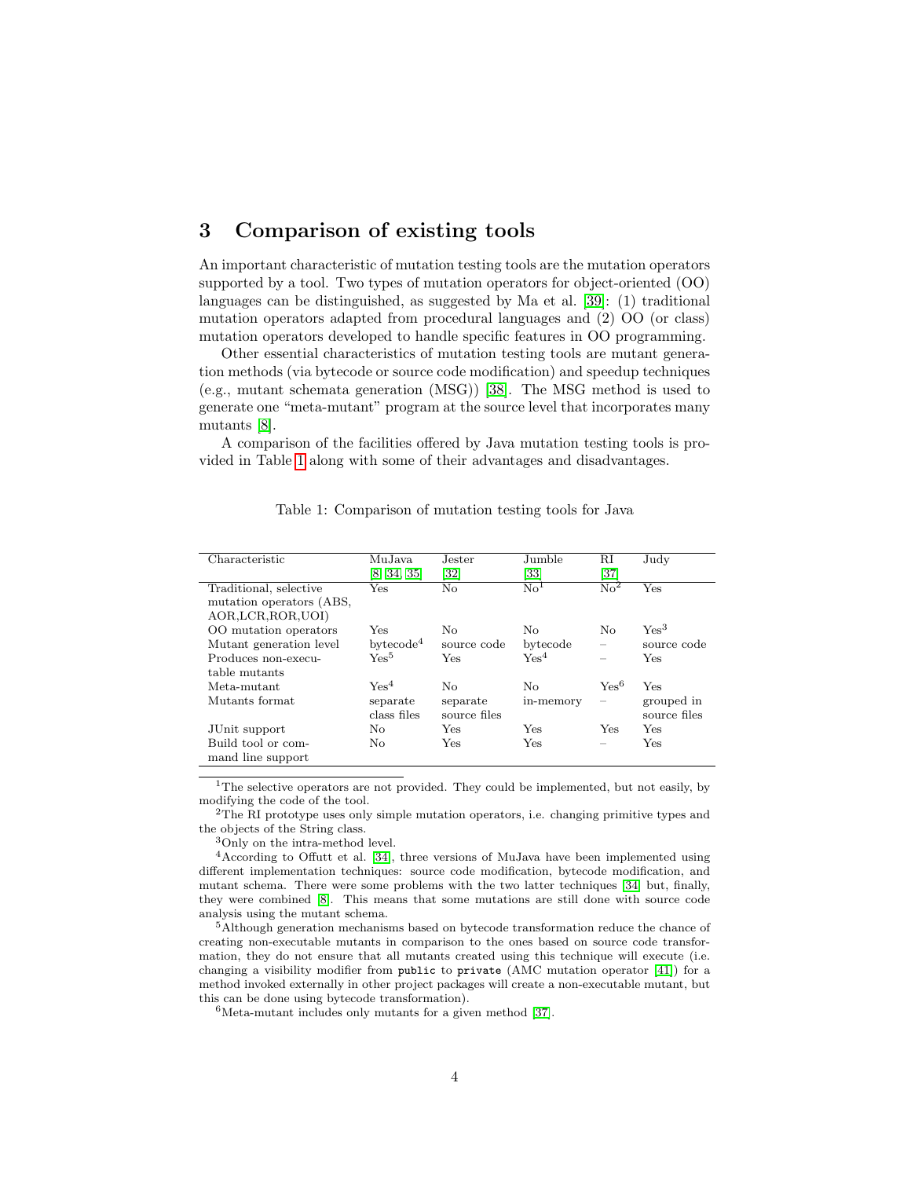## 3 Comparison of existing tools

An important characteristic of mutation testing tools are the mutation operators supported by a tool. Two types of mutation operators for object-oriented (OO) languages can be distinguished, as suggested by Ma et al. [39]: (1) traditional mutation operators adapted from procedural languages and (2) OO (or class) mutation operators developed to handle specific features in OO programming.

Other essential characteristics of mutation testing tools are mutant generation methods (via bytecode or source code modification) and speedup techniques (e.g., mutant schemata generation (MSG)) [38]. The MSG method is used to generate one "meta-mutant" program at the source level that incorporates many mutants [8].

A comparison of the facilities offered by Java mutation testing tools is provided in Table 1 along with some of their advantages and disadvantages.

Table 1: Comparison of mutation testing tools for Java

| Characteristic | MuJava [8, 34, 35] | Jester [32] | Jumble [33] | RI [37] | Judy |
|---|---|---|---|---|---|
| Traditional, selective mutation operators (ABS, AOR,LCR,ROR,UOI) | Yes | No | No[1] | No[2] | Yes |
| OO mutation operators | Yes | No | No | No | Yes[3] |
| Mutant generation level | bytecode[4] | source code | bytecode | – | source code |
| Produces non-executable mutants | Yes[5] | Yes | Yes[4] | – | Yes |
| Meta-mutant | Yes[4] | No | No | Yes[6] | Yes |
| Mutants format | separate class files | separate source files | in-memory | – | grouped in source files |
| JUnit support | No | Yes | Yes | Yes | Yes |
| Build tool or command line support | No | Yes | Yes | – | Yes |

[1] The selective operators are not provided. They could be implemented, but not easily, by modifying the code of the tool.

[2] The RI prototype uses only simple mutation operators, i.e. changing primitive types and the objects of the String class.

[3] Only on the intra-method level.

[4] According to Offutt et al. [34], three versions of MuJava have been implemented using different implementation techniques: source code modification, bytecode modification, and mutant schema. There were some problems with the two latter techniques [34] but, finally, they were combined [8]. This means that some mutations are still done with source code analysis using the mutant schema.

[5] Although generation mechanisms based on bytecode transformation reduce the chance of creating non-executable mutants in comparison to the ones based on source code transformation, they do not ensure that all mutants created using this technique will execute (i.e. changing a visibility modifier from `public` to `private` (AMC mutation operator [41]) for a method invoked externally in other project packages will create a non-executable mutant, but this can be done using bytecode transformation).

[6] Meta-mutant includes only mutants for a given method [37].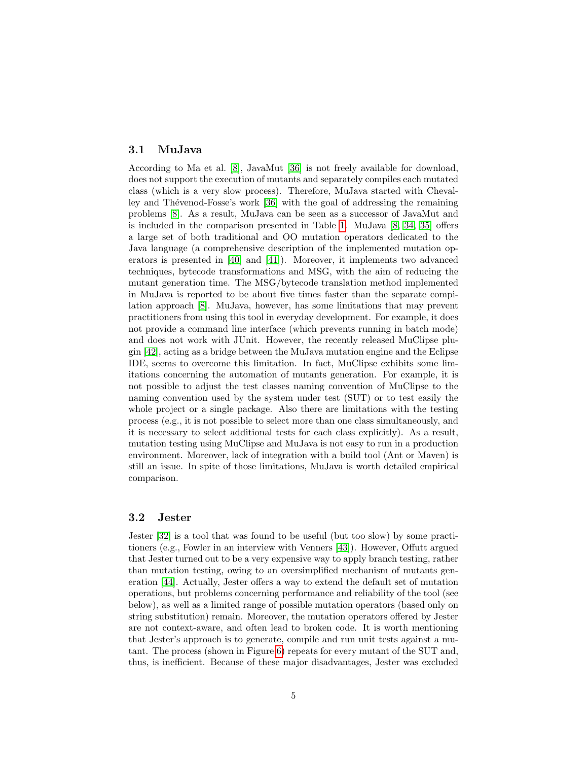### 3.1 MuJava

According to Ma et al. [8], JavaMut [36] is not freely available for download, does not support the execution of mutants and separately compiles each mutated class (which is a very slow process). Therefore, MuJava started with Chevalley and Thévenod-Fosse's work [36] with the goal of addressing the remaining problems [8]. As a result, MuJava can be seen as a successor of JavaMut and is included in the comparison presented in Table 1. MuJava [8, 34, 35] offers a large set of both traditional and OO mutation operators dedicated to the Java language (a comprehensive description of the implemented mutation operators is presented in [40] and [41]). Moreover, it implements two advanced techniques, bytecode transformations and MSG, with the aim of reducing the mutant generation time. The MSG/bytecode translation method implemented in MuJava is reported to be about five times faster than the separate compilation approach [8]. MuJava, however, has some limitations that may prevent practitioners from using this tool in everyday development. For example, it does not provide a command line interface (which prevents running in batch mode) and does not work with JUnit. However, the recently released MuClipse plugin [42], acting as a bridge between the MuJava mutation engine and the Eclipse IDE, seems to overcome this limitation. In fact, MuClipse exhibits some limitations concerning the automation of mutants generation. For example, it is not possible to adjust the test classes naming convention of MuClipse to the naming convention used by the system under test (SUT) or to test easily the whole project or a single package. Also there are limitations with the testing process (e.g., it is not possible to select more than one class simultaneously, and it is necessary to select additional tests for each class explicitly). As a result, mutation testing using MuClipse and MuJava is not easy to run in a production environment. Moreover, lack of integration with a build tool (Ant or Maven) is still an issue. In spite of those limitations, MuJava is worth detailed empirical comparison.

### 3.2 Jester

Jester [32] is a tool that was found to be useful (but too slow) by some practitioners (e.g., Fowler in an interview with Venners [43]). However, Offutt argued that Jester turned out to be a very expensive way to apply branch testing, rather than mutation testing, owing to an oversimplified mechanism of mutants generation [44]. Actually, Jester offers a way to extend the default set of mutation operations, but problems concerning performance and reliability of the tool (see below), as well as a limited range of possible mutation operators (based only on string substitution) remain. Moreover, the mutation operators offered by Jester are not context-aware, and often lead to broken code. It is worth mentioning that Jester's approach is to generate, compile and run unit tests against a mutant. The process (shown in Figure 6) repeats for every mutant of the SUT and, thus, is inefficient. Because of these major disadvantages, Jester was excluded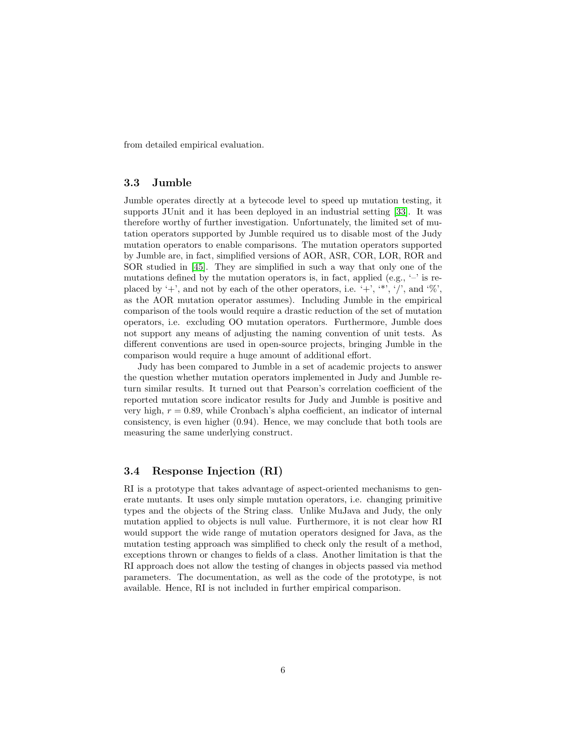from detailed empirical evaluation.

### 3.3 Jumble

Jumble operates directly at a bytecode level to speed up mutation testing, it supports JUnit and it has been deployed in an industrial setting [33]. It was therefore worthy of further investigation. Unfortunately, the limited set of mutation operators supported by Jumble required us to disable most of the Judy mutation operators to enable comparisons. The mutation operators supported by Jumble are, in fact, simplified versions of AOR, ASR, COR, LOR, ROR and SOR studied in [45]. They are simplified in such a way that only one of the mutations defined by the mutation operators is, in fact, applied (e.g., '–' is replaced by '+', and not by each of the other operators, i.e. '+', '*', '/', and '%', as the AOR mutation operator assumes). Including Jumble in the empirical comparison of the tools would require a drastic reduction of the set of mutation operators, i.e. excluding OO mutation operators. Furthermore, Jumble does not support any means of adjusting the naming convention of unit tests. As different conventions are used in open-source projects, bringing Jumble in the comparison would require a huge amount of additional effort.

Judy has been compared to Jumble in a set of academic projects to answer the question whether mutation operators implemented in Judy and Jumble return similar results. It turned out that Pearson's correlation coefficient of the reported mutation score indicator results for Judy and Jumble is positive and very high, $r = 0.89$, while Cronbach's alpha coefficient, an indicator of internal consistency, is even higher (0.94). Hence, we may conclude that both tools are measuring the same underlying construct.

### 3.4 Response Injection (RI)

RI is a prototype that takes advantage of aspect-oriented mechanisms to generate mutants. It uses only simple mutation operators, i.e. changing primitive types and the objects of the String class. Unlike MuJava and Judy, the only mutation applied to objects is null value. Furthermore, it is not clear how RI would support the wide range of mutation operators designed for Java, as the mutation testing approach was simplified to check only the result of a method, exceptions thrown or changes to fields of a class. Another limitation is that the RI approach does not allow the testing of changes in objects passed via method parameters. The documentation, as well as the code of the prototype, is not available. Hence, RI is not included in further empirical comparison.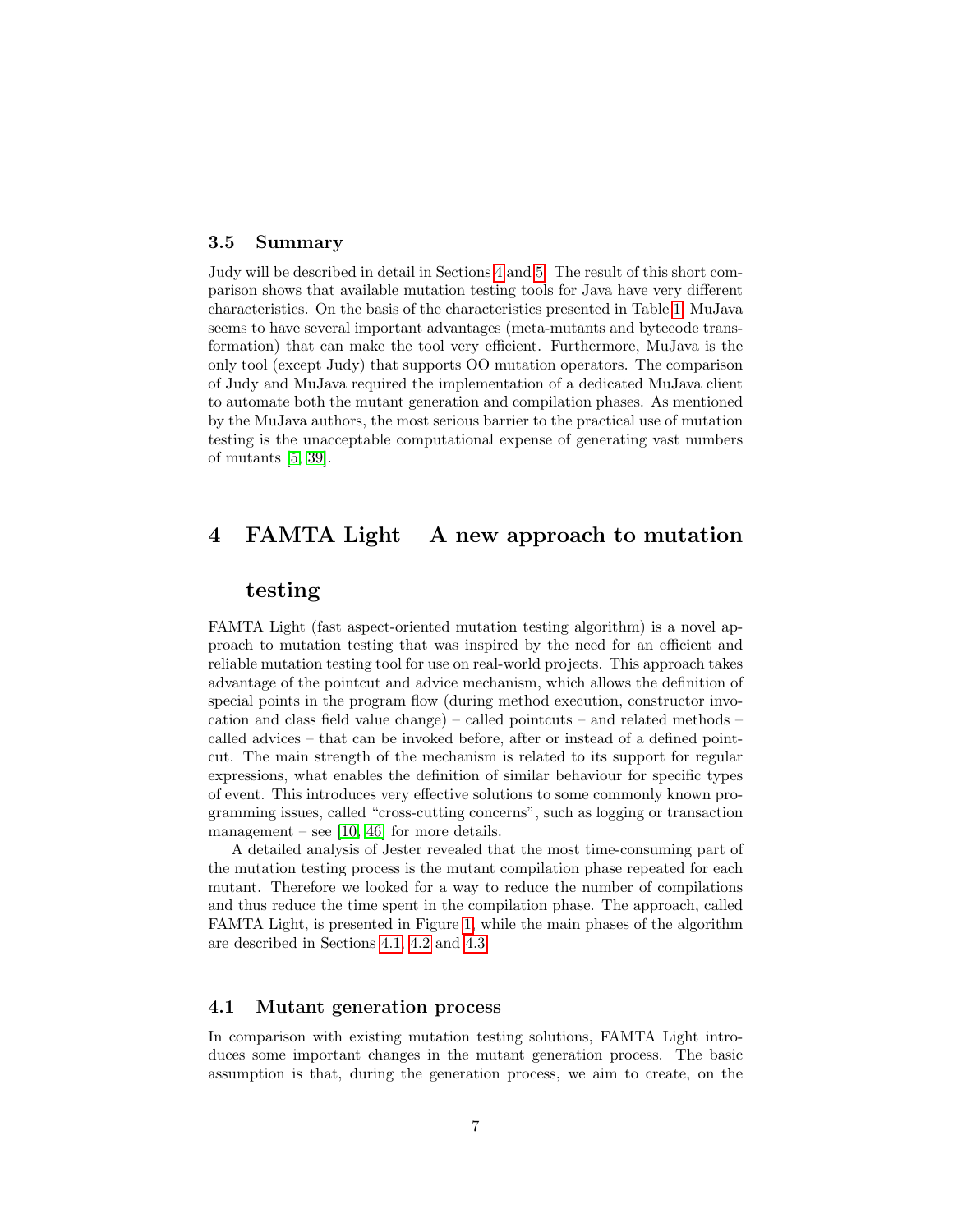### 3.5 Summary

Judy will be described in detail in Sections 4 and 5. The result of this short comparison shows that available mutation testing tools for Java have very different characteristics. On the basis of the characteristics presented in Table 1, MuJava seems to have several important advantages (meta-mutants and bytecode transformation) that can make the tool very efficient. Furthermore, MuJava is the only tool (except Judy) that supports OO mutation operators. The comparison of Judy and MuJava required the implementation of a dedicated MuJava client to automate both the mutant generation and compilation phases. As mentioned by the MuJava authors, the most serious barrier to the practical use of mutation testing is the unacceptable computational expense of generating vast numbers of mutants [5, 39].

## 4 FAMTA Light – A new approach to mutation testing

FAMTA Light (fast aspect-oriented mutation testing algorithm) is a novel approach to mutation testing that was inspired by the need for an efficient and reliable mutation testing tool for use on real-world projects. This approach takes advantage of the pointcut and advice mechanism, which allows the definition of special points in the program flow (during method execution, constructor invocation and class field value change) – called pointcuts – and related methods – called advices – that can be invoked before, after or instead of a defined pointcut. The main strength of the mechanism is related to its support for regular expressions, what enables the definition of similar behaviour for specific types of event. This introduces very effective solutions to some commonly known programming issues, called "cross-cutting concerns", such as logging or transaction management – see [10, 46] for more details.

A detailed analysis of Jester revealed that the most time-consuming part of the mutation testing process is the mutant compilation phase repeated for each mutant. Therefore we looked for a way to reduce the number of compilations and thus reduce the time spent in the compilation phase. The approach, called FAMTA Light, is presented in Figure 1, while the main phases of the algorithm are described in Sections 4.1, 4.2 and 4.3.

### 4.1 Mutant generation process

In comparison with existing mutation testing solutions, FAMTA Light introduces some important changes in the mutant generation process. The basic assumption is that, during the generation process, we aim to create, on the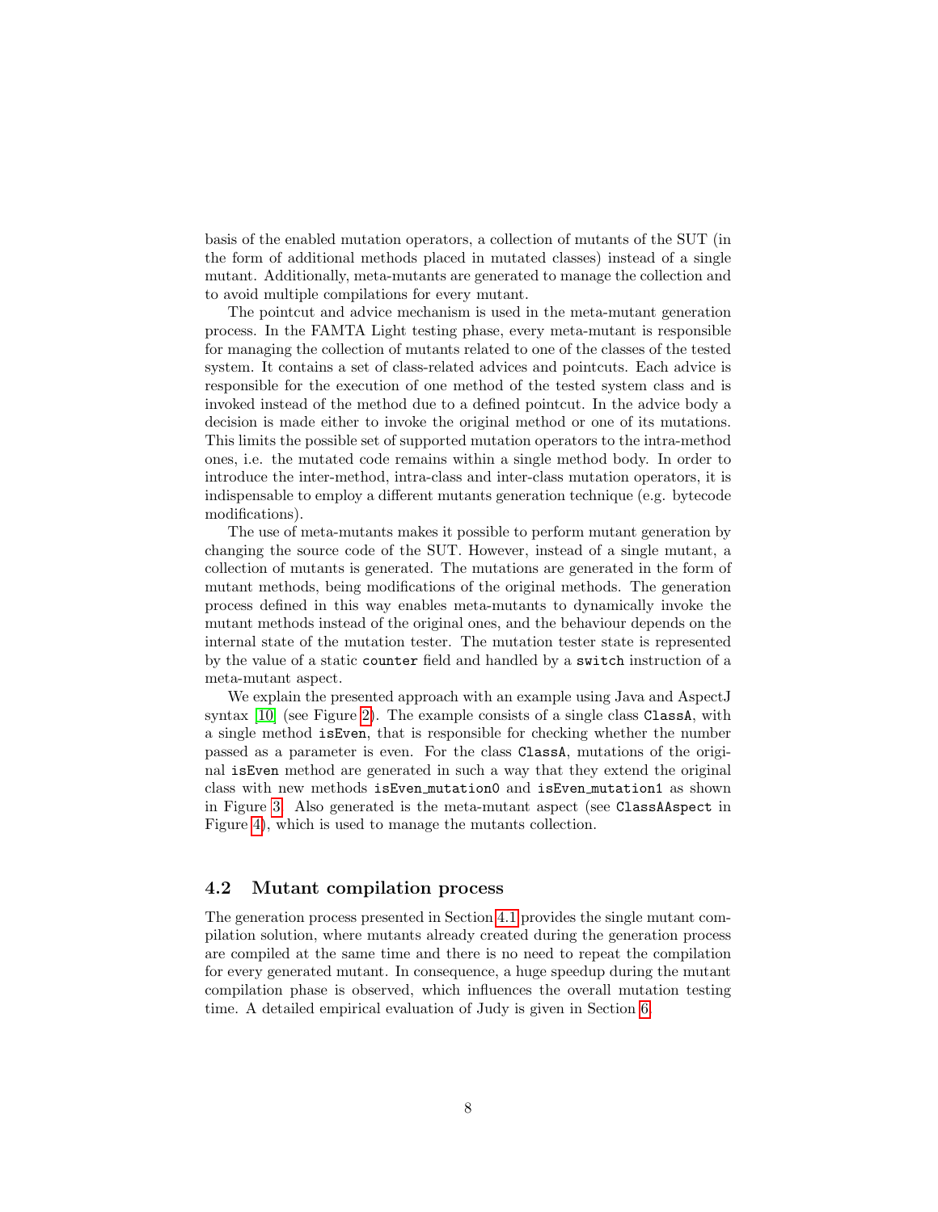basis of the enabled mutation operators, a collection of mutants of the SUT (in the form of additional methods placed in mutated classes) instead of a single mutant. Additionally, meta-mutants are generated to manage the collection and to avoid multiple compilations for every mutant.

The pointcut and advice mechanism is used in the meta-mutant generation process. In the FAMTA Light testing phase, every meta-mutant is responsible for managing the collection of mutants related to one of the classes of the tested system. It contains a set of class-related advices and pointcuts. Each advice is responsible for the execution of one method of the tested system class and is invoked instead of the method due to a defined pointcut. In the advice body a decision is made either to invoke the original method or one of its mutations. This limits the possible set of supported mutation operators to the intra-method ones, i.e. the mutated code remains within a single method body. In order to introduce the inter-method, intra-class and inter-class mutation operators, it is indispensable to employ a different mutants generation technique (e.g. bytecode modifications).

The use of meta-mutants makes it possible to perform mutant generation by changing the source code of the SUT. However, instead of a single mutant, a collection of mutants is generated. The mutations are generated in the form of mutant methods, being modifications of the original methods. The generation process defined in this way enables meta-mutants to dynamically invoke the mutant methods instead of the original ones, and the behaviour depends on the internal state of the mutation tester. The mutation tester state is represented by the value of a static `counter` field and handled by a `switch` instruction of a meta-mutant aspect.

We explain the presented approach with an example using Java and AspectJ syntax [10] (see Figure 2). The example consists of a single class `ClassA`, with a single method `isEven`, that is responsible for checking whether the number passed as a parameter is even. For the class `ClassA`, mutations of the original `isEven` method are generated in such a way that they extend the original class with new methods `isEven_mutation0` and `isEven_mutation1` as shown in Figure 3. Also generated is the meta-mutant aspect (see `ClassAAspect` in Figure 4), which is used to manage the mutants collection.

### 4.2 Mutant compilation process

The generation process presented in Section 4.1 provides the single mutant compilation solution, where mutants already created during the generation process are compiled at the same time and there is no need to repeat the compilation for every generated mutant. In consequence, a huge speedup during the mutant compilation phase is observed, which influences the overall mutation testing time. A detailed empirical evaluation of Judy is given in Section 6.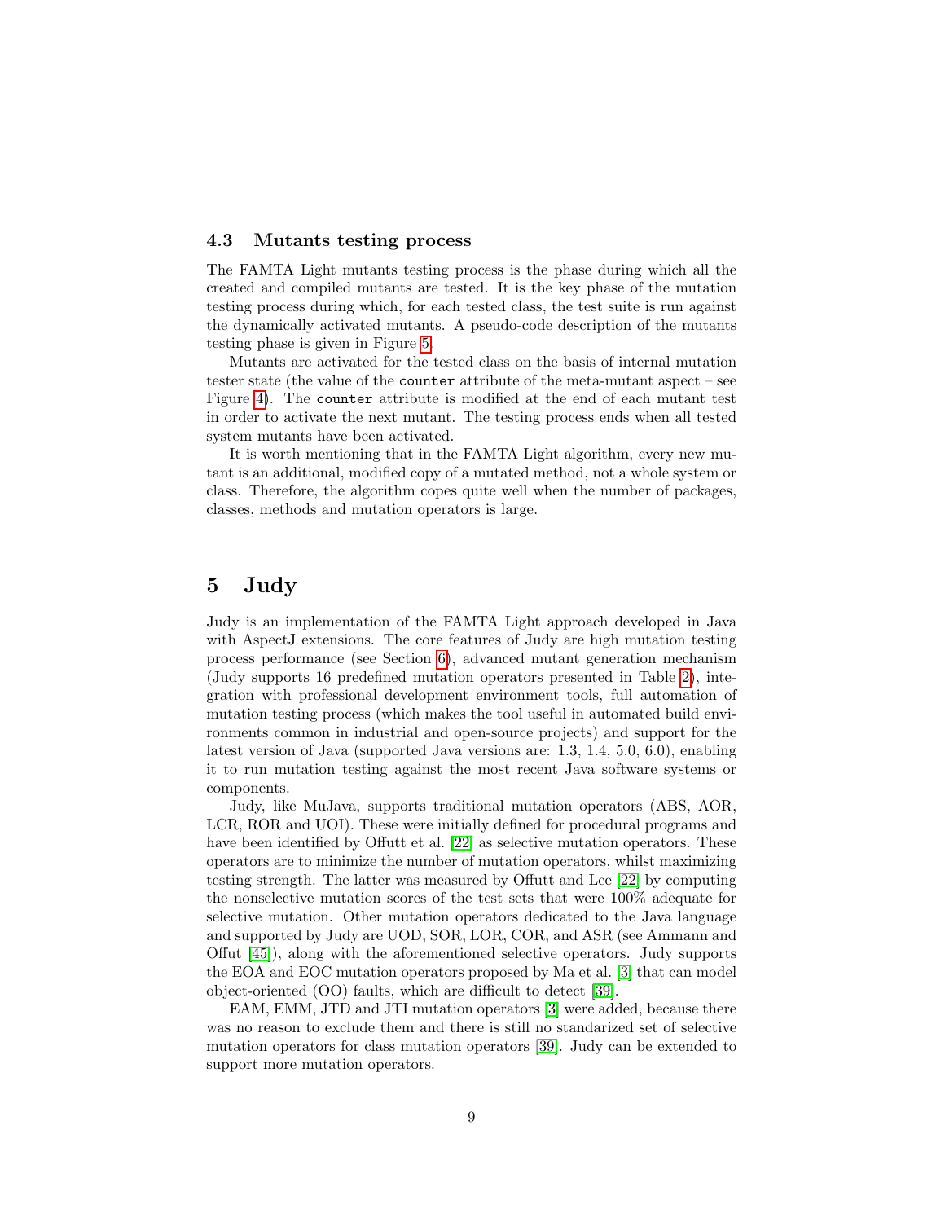### 4.3 Mutants testing process

The FAMTA Light mutants testing process is the phase during which all the created and compiled mutants are tested. It is the key phase of the mutation testing process during which, for each tested class, the test suite is run against the dynamically activated mutants. A pseudo-code description of the mutants testing phase is given in Figure 5.

Mutants are activated for the tested class on the basis of internal mutation tester state (the value of the `counter` attribute of the meta-mutant aspect – see Figure 4). The `counter` attribute is modified at the end of each mutant test in order to activate the next mutant. The testing process ends when all tested system mutants have been activated.

It is worth mentioning that in the FAMTA Light algorithm, every new mutant is an additional, modified copy of a mutated method, not a whole system or class. Therefore, the algorithm copes quite well when the number of packages, classes, methods and mutation operators is large.

## 5 Judy

Judy is an implementation of the FAMTA Light approach developed in Java with AspectJ extensions. The core features of Judy are high mutation testing process performance (see Section 6), advanced mutant generation mechanism (Judy supports 16 predefined mutation operators presented in Table 2), integration with professional development environment tools, full automation of mutation testing process (which makes the tool useful in automated build environments common in industrial and open-source projects) and support for the latest version of Java (supported Java versions are: 1.3, 1.4, 5.0, 6.0), enabling it to run mutation testing against the most recent Java software systems or components.

Judy, like MuJava, supports traditional mutation operators (ABS, AOR, LCR, ROR and UOI). These were initially defined for procedural programs and have been identified by Offutt et al. [22] as selective mutation operators. These operators are to minimize the number of mutation operators, whilst maximizing testing strength. The latter was measured by Offutt and Lee [22] by computing the nonselective mutation scores of the test sets that were 100% adequate for selective mutation. Other mutation operators dedicated to the Java language and supported by Judy are UOD, SOR, LOR, COR, and ASR (see Ammann and Offut [45]), along with the aforementioned selective operators. Judy supports the EOA and EOC mutation operators proposed by Ma et al. [3] that can model object-oriented (OO) faults, which are difficult to detect [39].

EAM, EMM, JTD and JTI mutation operators [3] were added, because there was no reason to exclude them and there is still no standarized set of selective mutation operators for class mutation operators [39]. Judy can be extended to support more mutation operators.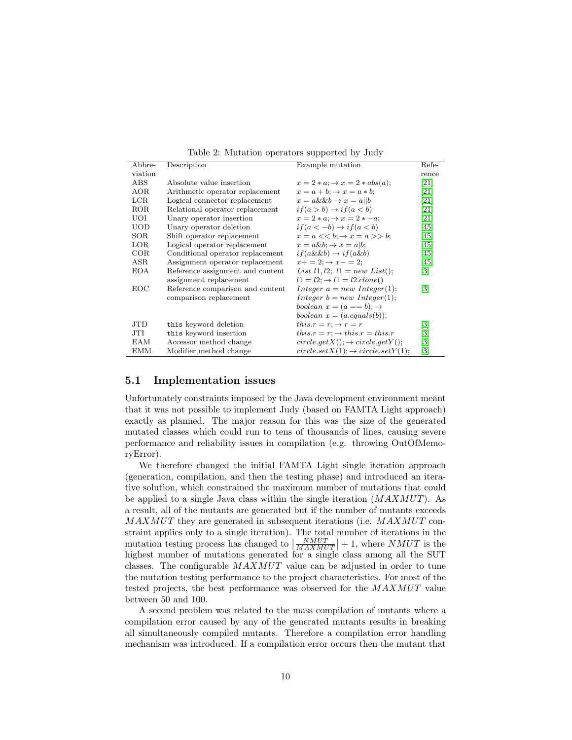Table 2: Mutation operators supported by Judy

| Abbreviation | Description | Example mutation | Reference |
|---|---|---|---|
| ABS | Absolute value insertion | $x = 2 * a; \rightarrow x = 2 * abs(a);$ | [21] |
| AOR | Arithmetic operator replacement | $x = a + b; \rightarrow x = a * b;$ | [21] |
| LCR | Logical connector replacement | $x = a \&\& b \rightarrow x = a \vert\vert b$ | [21] |
| ROR | Relational operator replacement | $if(a > b) \rightarrow if(a < b)$ | [21] |
| UOI | Unary operator insertion | $x = 2 * a; \rightarrow x = 2 * -a;$ | [21] |
| UOD | Unary operator deletion | $if(a < -b) \rightarrow if(a < b)$ | [45] |
| SOR | Shift operator replacement | $x = a << b; \rightarrow x = a >> b;$ | [45] |
| LOR | Logical operator replacement | $x = a \& b; \rightarrow x = a \vert b;$ | [45] |
| COR | Conditional operator replacement | $if(a \&\& b) \rightarrow if(a \& b)$ | [45] |
| ASR | Assignment operator replacement | $x += 2; \rightarrow x -= 2;$ | [45] |
| EOA | Reference assignment and content assignment replacement | $List\ l1, l2;\ l1 = new\ List();$ $l1 = l2; \rightarrow l1 = l2.clone()$ | [3] |
| EOC | Reference comparison and content comparison replacement | $Integer\ a = new\ Integer(1);$ $Integer\ b = new\ Integer(1);$ $boolean\ x = (a == b); \rightarrow$ $boolean\ x = (a.equals(b));$ | [3] |
| JTD | `this` keyword deletion | $this.r = r; \rightarrow r = r$ | [3] |
| JTI | `this` keyword insertion | $this.r = r; \rightarrow this.r = this.r$ | [3] |
| EAM | Accessor method change | $circle.getX(); \rightarrow circle.getY();$ | [3] |
| EMM | Modifier method change | $circle.setX(1); \rightarrow circle.setY(1);$ | [3] |

## 5.1 Implementation issues

Unfortunately constraints imposed by the Java development environment meant that it was not possible to implement Judy (based on FAMTA Light approach) exactly as planned. The major reason for this was the size of the generated mutated classes which could run to tens of thousands of lines, causing severe performance and reliability issues in compilation (e.g. throwing OutOfMemoryError).

We therefore changed the initial FAMTA Light single iteration approach (generation, compilation, and then the testing phase) and introduced an iterative solution, which constrained the maximum number of mutations that could be applied to a single Java class within the single iteration ($MAXMUT$). As a result, all of the mutants are generated but if the number of mutants exceeds $MAXMUT$ they are generated in subsequent iterations (i.e. $MAXMUT$ constraint applies only to a single iteration). The total number of iterations in the mutation testing process has changed to $\lfloor \frac{NMUT}{MAXMUT} \rfloor + 1$, where $NMUT$ is the highest number of mutations generated for a single class among all the SUT classes. The configurable $MAXMUT$ value can be adjusted in order to tune the mutation testing performance to the project characteristics. For most of the tested projects, the best performance was observed for the $MAXMUT$ value between 50 and 100.

A second problem was related to the mass compilation of mutants where a compilation error caused by any of the generated mutants results in breaking all simultaneously compiled mutants. Therefore a compilation error handling mechanism was introduced. If a compilation error occurs then the mutant that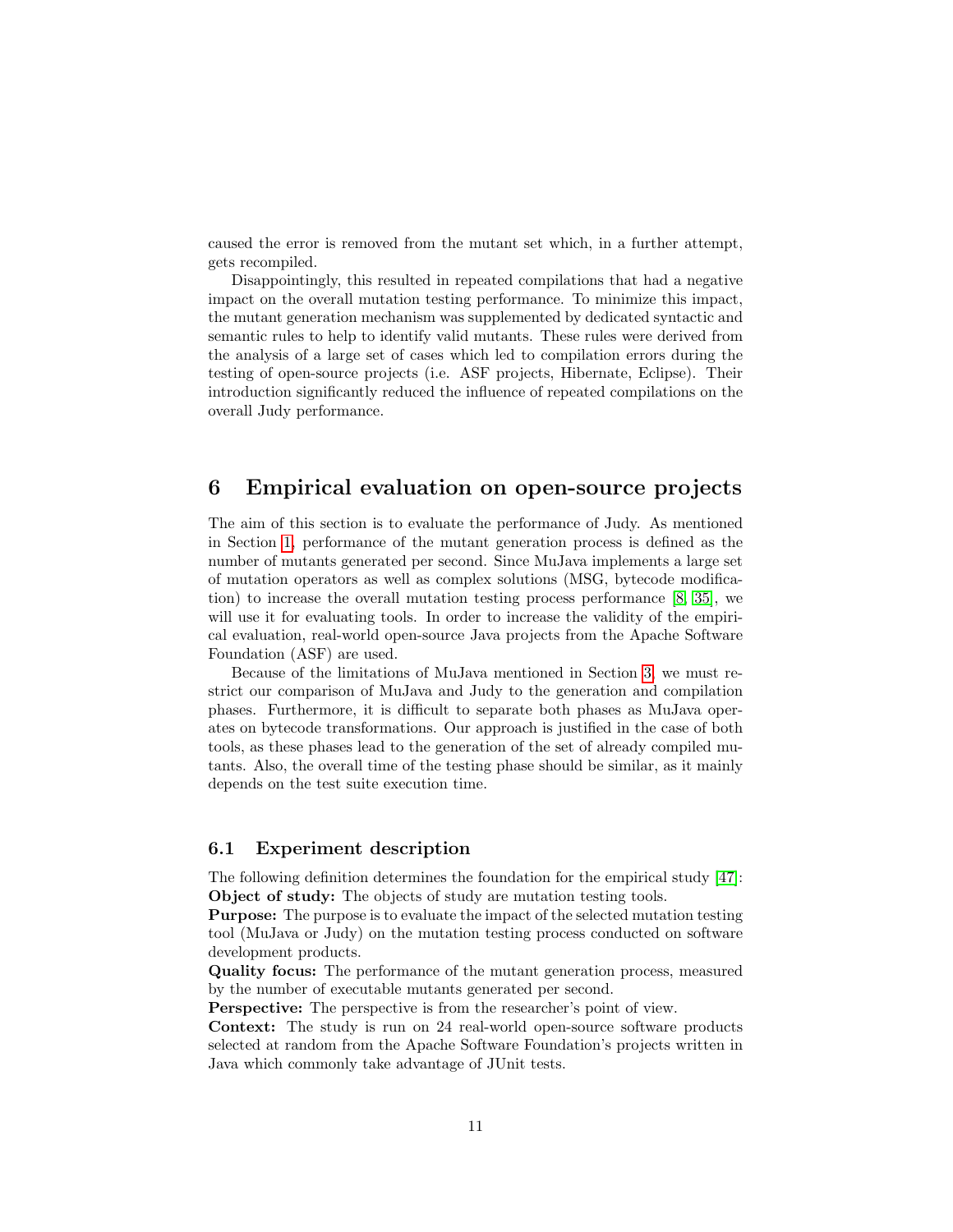caused the error is removed from the mutant set which, in a further attempt, gets recompiled.

Disappointingly, this resulted in repeated compilations that had a negative impact on the overall mutation testing performance. To minimize this impact, the mutant generation mechanism was supplemented by dedicated syntactic and semantic rules to help to identify valid mutants. These rules were derived from the analysis of a large set of cases which led to compilation errors during the testing of open-source projects (i.e. ASF projects, Hibernate, Eclipse). Their introduction significantly reduced the influence of repeated compilations on the overall Judy performance.

## 6 Empirical evaluation on open-source projects

The aim of this section is to evaluate the performance of Judy. As mentioned in Section 1, performance of the mutant generation process is defined as the number of mutants generated per second. Since MuJava implements a large set of mutation operators as well as complex solutions (MSG, bytecode modification) to increase the overall mutation testing process performance [8, 35], we will use it for evaluating tools. In order to increase the validity of the empirical evaluation, real-world open-source Java projects from the Apache Software Foundation (ASF) are used.

Because of the limitations of MuJava mentioned in Section 3, we must restrict our comparison of MuJava and Judy to the generation and compilation phases. Furthermore, it is difficult to separate both phases as MuJava operates on bytecode transformations. Our approach is justified in the case of both tools, as these phases lead to the generation of the set of already compiled mutants. Also, the overall time of the testing phase should be similar, as it mainly depends on the test suite execution time.

### 6.1 Experiment description

The following definition determines the foundation for the empirical study [47]:
**Object of study:** The objects of study are mutation testing tools.
**Purpose:** The purpose is to evaluate the impact of the selected mutation testing tool (MuJava or Judy) on the mutation testing process conducted on software development products.
**Quality focus:** The performance of the mutant generation process, measured by the number of executable mutants generated per second.
**Perspective:** The perspective is from the researcher's point of view.
**Context:** The study is run on 24 real-world open-source software products selected at random from the Apache Software Foundation's projects written in Java which commonly take advantage of JUnit tests.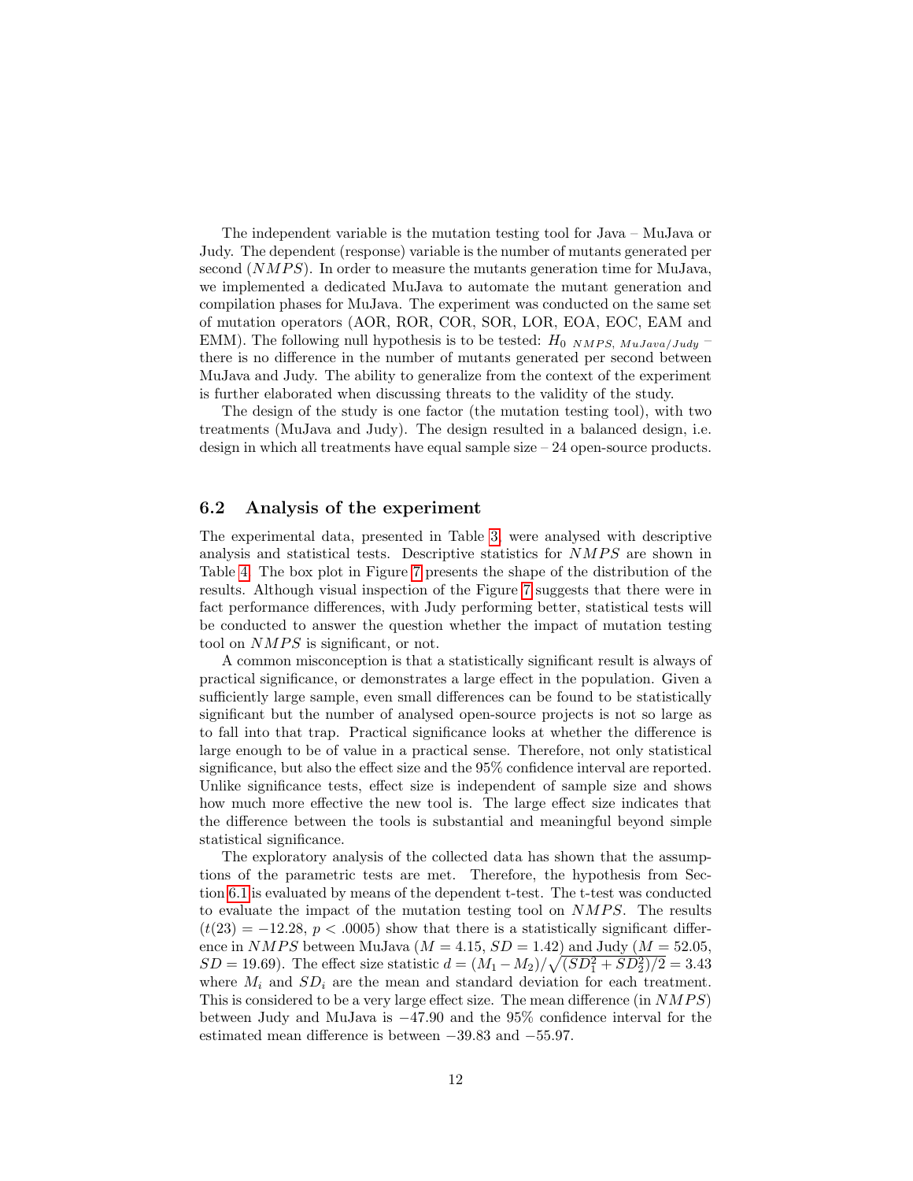The independent variable is the mutation testing tool for Java – MuJava or Judy. The dependent (response) variable is the number of mutants generated per second ($NMPS$). In order to measure the mutants generation time for MuJava, we implemented a dedicated MuJava to automate the mutant generation and compilation phases for MuJava. The experiment was conducted on the same set of mutation operators (AOR, ROR, COR, SOR, LOR, EOA, EOC, EAM and EMM). The following null hypothesis is to be tested: $H_{0\ NMPS,\ MuJava/Judy}$ – there is no difference in the number of mutants generated per second between MuJava and Judy. The ability to generalize from the context of the experiment is further elaborated when discussing threats to the validity of the study.

The design of the study is one factor (the mutation testing tool), with two treatments (MuJava and Judy). The design resulted in a balanced design, i.e. design in which all treatments have equal sample size – 24 open-source products.

## 6.2 Analysis of the experiment

The experimental data, presented in Table 3, were analysed with descriptive analysis and statistical tests. Descriptive statistics for $NMPS$ are shown in Table 4. The box plot in Figure 7 presents the shape of the distribution of the results. Although visual inspection of the Figure 7 suggests that there were in fact performance differences, with Judy performing better, statistical tests will be conducted to answer the question whether the impact of mutation testing tool on $NMPS$ is significant, or not.

A common misconception is that a statistically significant result is always of practical significance, or demonstrates a large effect in the population. Given a sufficiently large sample, even small differences can be found to be statistically significant but the number of analysed open-source projects is not so large as to fall into that trap. Practical significance looks at whether the difference is large enough to be of value in a practical sense. Therefore, not only statistical significance, but also the effect size and the 95% confidence interval are reported. Unlike significance tests, effect size is independent of sample size and shows how much more effective the new tool is. The large effect size indicates that the difference between the tools is substantial and meaningful beyond simple statistical significance.

The exploratory analysis of the collected data has shown that the assumptions of the parametric tests are met. Therefore, the hypothesis from Section 6.1 is evaluated by means of the dependent t-test. The t-test was conducted to evaluate the impact of the mutation testing tool on $NMPS$. The results ($t(23) = -12.28$, $p < .0005$) show that there is a statistically significant difference in $NMPS$ between MuJava ($M = 4.15$, $SD = 1.42$) and Judy ($M = 52.05$, $SD = 19.69$). The effect size statistic $d = (M_1 - M_2)/\sqrt{(SD_1^2 + SD_2^2)/2} = 3.43$ where $M_i$ and $SD_i$ are the mean and standard deviation for each treatment. This is considered to be a very large effect size. The mean difference (in $NMPS$) between Judy and MuJava is $-47.90$ and the 95% confidence interval for the estimated mean difference is between $-39.83$ and $-55.97$.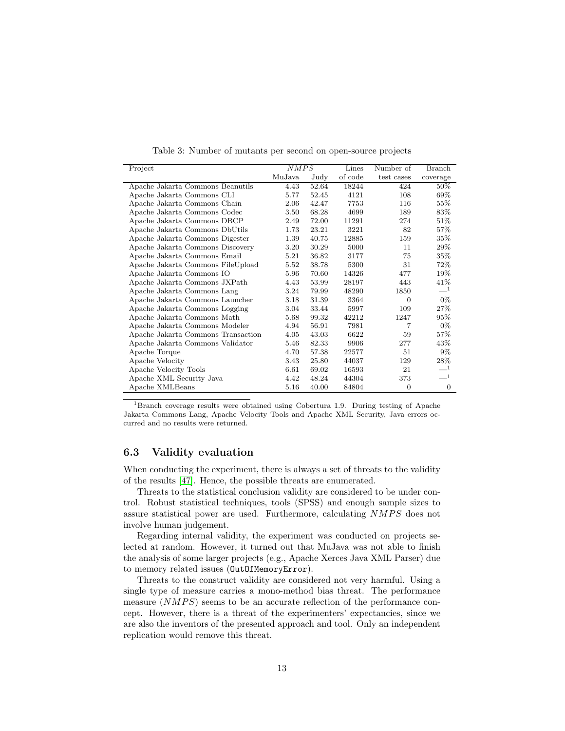Table 3: Number of mutants per second on open-source projects

| Project | *NMPS* | | Lines | Number of | Branch |
|---|---|---|---|---|---|
| | MuJava | Judy | of code | test cases | coverage |
| Apache Jakarta Commons Beanutils | 4.43 | 52.64 | 18244 | 424 | 50% |
| Apache Jakarta Commons CLI | 5.77 | 52.45 | 4121 | 108 | 69% |
| Apache Jakarta Commons Chain | 2.06 | 42.47 | 7753 | 116 | 55% |
| Apache Jakarta Commons Codec | 3.50 | 68.28 | 4699 | 189 | 83% |
| Apache Jakarta Commons DBCP | 2.49 | 72.00 | 11291 | 274 | 51% |
| Apache Jakarta Commons DbUtils | 1.73 | 23.21 | 3221 | 82 | 57% |
| Apache Jakarta Commons Digester | 1.39 | 40.75 | 12885 | 159 | 35% |
| Apache Jakarta Commons Discovery | 3.20 | 30.29 | 5000 | 11 | 29% |
| Apache Jakarta Commons Email | 5.21 | 36.82 | 3177 | 75 | 35% |
| Apache Jakarta Commons FileUpload | 5.52 | 38.78 | 5300 | 31 | 72% |
| Apache Jakarta Commons IO | 5.96 | 70.60 | 14326 | 477 | 19% |
| Apache Jakarta Commons JXPath | 4.43 | 53.99 | 28197 | 443 | 41% |
| Apache Jakarta Commons Lang | 3.24 | 79.99 | 48290 | 1850 | —[1] |
| Apache Jakarta Commons Launcher | 3.18 | 31.39 | 3364 | 0 | 0% |
| Apache Jakarta Commons Logging | 3.04 | 33.44 | 5997 | 109 | 27% |
| Apache Jakarta Commons Math | 5.68 | 99.32 | 42212 | 1247 | 95% |
| Apache Jakarta Commons Modeler | 4.94 | 56.91 | 7981 | 7 | 0% |
| Apache Jakarta Commons Transaction | 4.05 | 43.03 | 6622 | 59 | 57% |
| Apache Jakarta Commons Validator | 5.46 | 82.33 | 9906 | 277 | 43% |
| Apache Torque | 4.70 | 57.38 | 22577 | 51 | 9% |
| Apache Velocity | 3.43 | 25.80 | 44037 | 129 | 28% |
| Apache Velocity Tools | 6.61 | 69.02 | 16593 | 21 | —[1] |
| Apache XML Security Java | 4.42 | 48.24 | 44304 | 373 | —[1] |
| Apache XMLBeans | 5.16 | 40.00 | 84804 | 0 | 0 |

[1]Branch coverage results were obtained using Cobertura 1.9. During testing of Apache Jakarta Commons Lang, Apache Velocity Tools and Apache XML Security, Java errors occurred and no results were returned.

### 6.3 Validity evaluation

When conducting the experiment, there is always a set of threats to the validity of the results [47]. Hence, the possible threats are enumerated.

Threats to the statistical conclusion validity are considered to be under control. Robust statistical techniques, tools (SPSS) and enough sample sizes to assure statistical power are used. Furthermore, calculating $NMPS$ does not involve human judgement.

Regarding internal validity, the experiment was conducted on projects selected at random. However, it turned out that MuJava was not able to finish the analysis of some larger projects (e.g., Apache Xerces Java XML Parser) due to memory related issues (`OutOfMemoryError`).

Threats to the construct validity are considered not very harmful. Using a single type of measure carries a mono-method bias threat. The performance measure ($NMPS$) seems to be an accurate reflection of the performance concept. However, there is a threat of the experimenters' expectancies, since we are also the inventors of the presented approach and tool. Only an independent replication would remove this threat.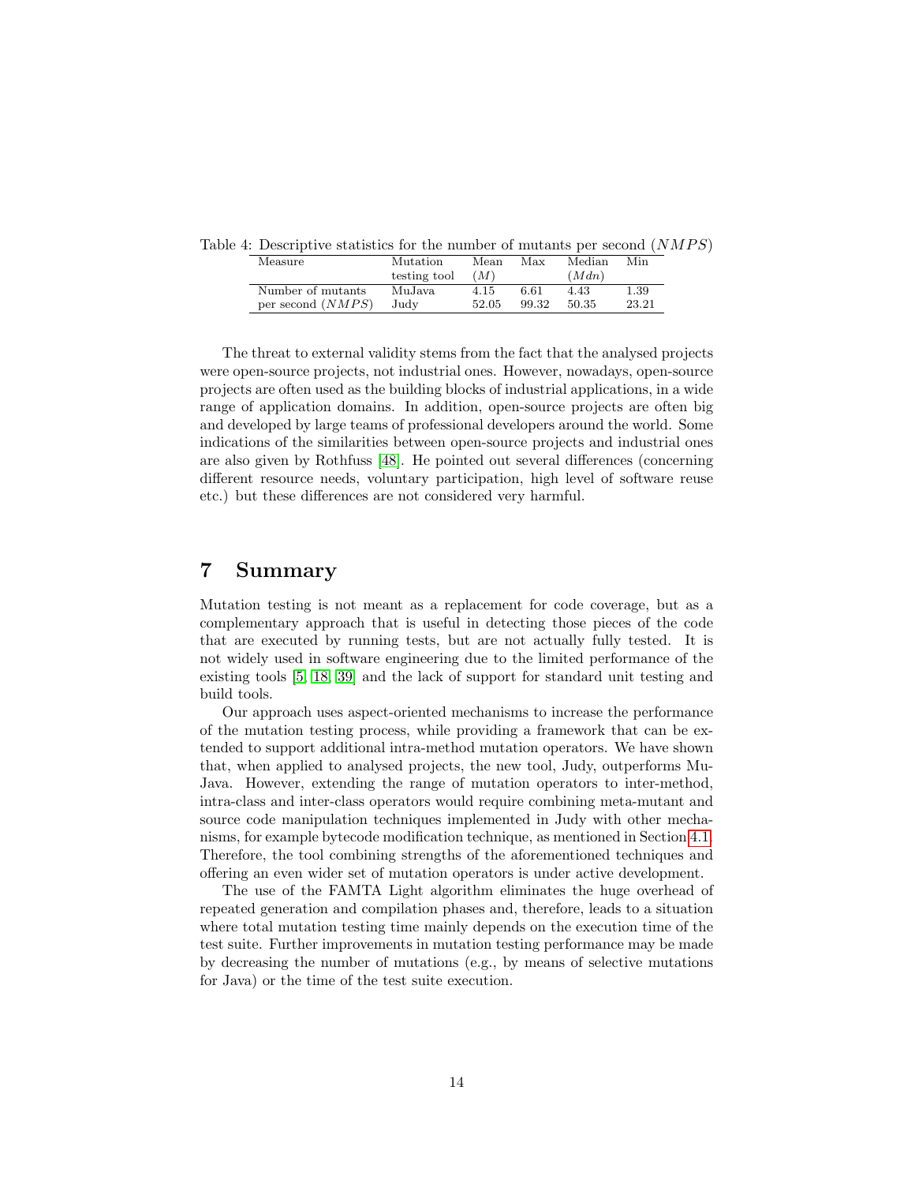Table 4: Descriptive statistics for the number of mutants per second ($NMPS$)

| Measure | Mutation testing tool | Mean ($M$) | Max | Median ($Mdn$) | Min |
|---|---|---|---|---|---|
| Number of mutants per second ($NMPS$) | MuJava | 4.15 | 6.61 | 4.43 | 1.39 |
| | Judy | 52.05 | 99.32 | 50.35 | 23.21 |

The threat to external validity stems from the fact that the analysed projects were open-source projects, not industrial ones. However, nowadays, open-source projects are often used as the building blocks of industrial applications, in a wide range of application domains. In addition, open-source projects are often big and developed by large teams of professional developers around the world. Some indications of the similarities between open-source projects and industrial ones are also given by Rothfuss [48]. He pointed out several differences (concerning different resource needs, voluntary participation, high level of software reuse etc.) but these differences are not considered very harmful.

# 7 Summary

Mutation testing is not meant as a replacement for code coverage, but as a complementary approach that is useful in detecting those pieces of the code that are executed by running tests, but are not actually fully tested. It is not widely used in software engineering due to the limited performance of the existing tools [5, 18, 39] and the lack of support for standard unit testing and build tools.

Our approach uses aspect-oriented mechanisms to increase the performance of the mutation testing process, while providing a framework that can be extended to support additional intra-method mutation operators. We have shown that, when applied to analysed projects, the new tool, Judy, outperforms MuJava. However, extending the range of mutation operators to inter-method, intra-class and inter-class operators would require combining meta-mutant and source code manipulation techniques implemented in Judy with other mechanisms, for example bytecode modification technique, as mentioned in Section 4.1. Therefore, the tool combining strengths of the aforementioned techniques and offering an even wider set of mutation operators is under active development.

The use of the FAMTA Light algorithm eliminates the huge overhead of repeated generation and compilation phases and, therefore, leads to a situation where total mutation testing time mainly depends on the execution time of the test suite. Further improvements in mutation testing performance may be made by decreasing the number of mutations (e.g., by means of selective mutations for Java) or the time of the test suite execution.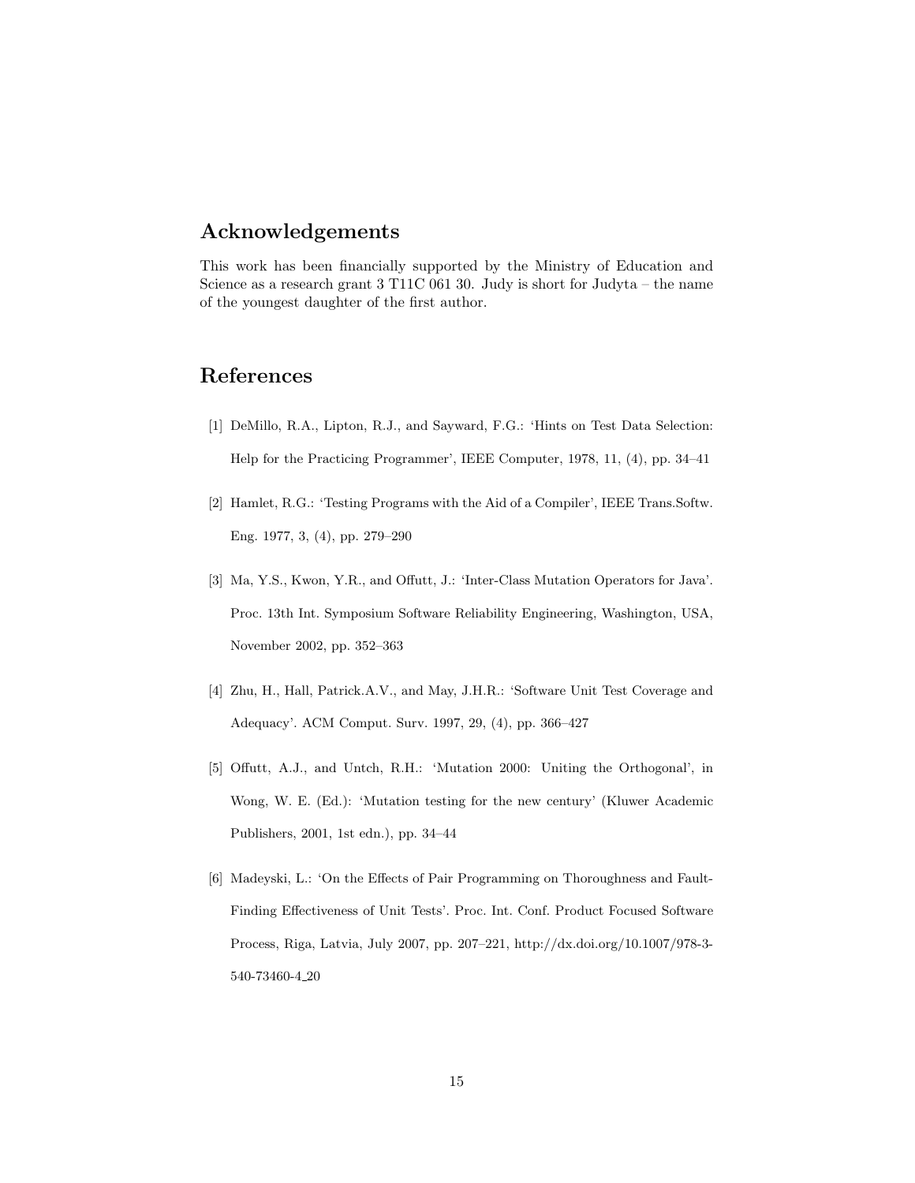## Acknowledgements

This work has been financially supported by the Ministry of Education and Science as a research grant 3 T11C 061 30. Judy is short for Judyta – the name of the youngest daughter of the first author.

## References

[1] DeMillo, R.A., Lipton, R.J., and Sayward, F.G.: 'Hints on Test Data Selection: Help for the Practicing Programmer', IEEE Computer, 1978, 11, (4), pp. 34–41

[2] Hamlet, R.G.: 'Testing Programs with the Aid of a Compiler', IEEE Trans.Softw. Eng. 1977, 3, (4), pp. 279–290

[3] Ma, Y.S., Kwon, Y.R., and Offutt, J.: 'Inter-Class Mutation Operators for Java'. Proc. 13th Int. Symposium Software Reliability Engineering, Washington, USA, November 2002, pp. 352–363

[4] Zhu, H., Hall, Patrick.A.V., and May, J.H.R.: 'Software Unit Test Coverage and Adequacy'. ACM Comput. Surv. 1997, 29, (4), pp. 366–427

[5] Offutt, A.J., and Untch, R.H.: 'Mutation 2000: Uniting the Orthogonal', in Wong, W. E. (Ed.): 'Mutation testing for the new century' (Kluwer Academic Publishers, 2001, 1st edn.), pp. 34–44

[6] Madeyski, L.: 'On the Effects of Pair Programming on Thoroughness and Fault-Finding Effectiveness of Unit Tests'. Proc. Int. Conf. Product Focused Software Process, Riga, Latvia, July 2007, pp. 207–221, http://dx.doi.org/10.1007/978-3-540-73460-4_20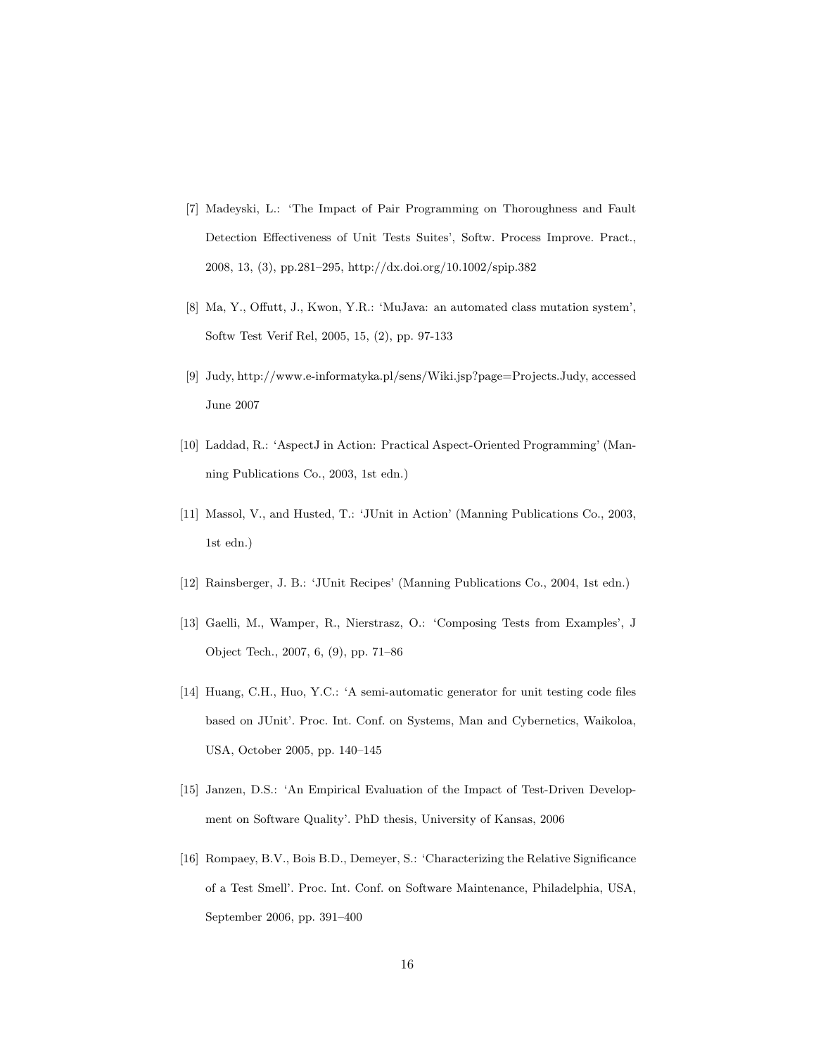[7] Madeyski, L.: 'The Impact of Pair Programming on Thoroughness and Fault Detection Effectiveness of Unit Tests Suites', Softw. Process Improve. Pract., 2008, 13, (3), pp.281–295, http://dx.doi.org/10.1002/spip.382

[8] Ma, Y., Offutt, J., Kwon, Y.R.: 'MuJava: an automated class mutation system', Softw Test Verif Rel, 2005, 15, (2), pp. 97-133

[9] Judy, http://www.e-informatyka.pl/sens/Wiki.jsp?page=Projects.Judy, accessed June 2007

[10] Laddad, R.: 'AspectJ in Action: Practical Aspect-Oriented Programming' (Manning Publications Co., 2003, 1st edn.)

[11] Massol, V., and Husted, T.: 'JUnit in Action' (Manning Publications Co., 2003, 1st edn.)

[12] Rainsberger, J. B.: 'JUnit Recipes' (Manning Publications Co., 2004, 1st edn.)

[13] Gaelli, M., Wamper, R., Nierstrasz, O.: 'Composing Tests from Examples', J Object Tech., 2007, 6, (9), pp. 71–86

[14] Huang, C.H., Huo, Y.C.: 'A semi-automatic generator for unit testing code files based on JUnit'. Proc. Int. Conf. on Systems, Man and Cybernetics, Waikoloa, USA, October 2005, pp. 140–145

[15] Janzen, D.S.: 'An Empirical Evaluation of the Impact of Test-Driven Development on Software Quality'. PhD thesis, University of Kansas, 2006

[16] Rompaey, B.V., Bois B.D., Demeyer, S.: 'Characterizing the Relative Significance of a Test Smell'. Proc. Int. Conf. on Software Maintenance, Philadelphia, USA, September 2006, pp. 391–400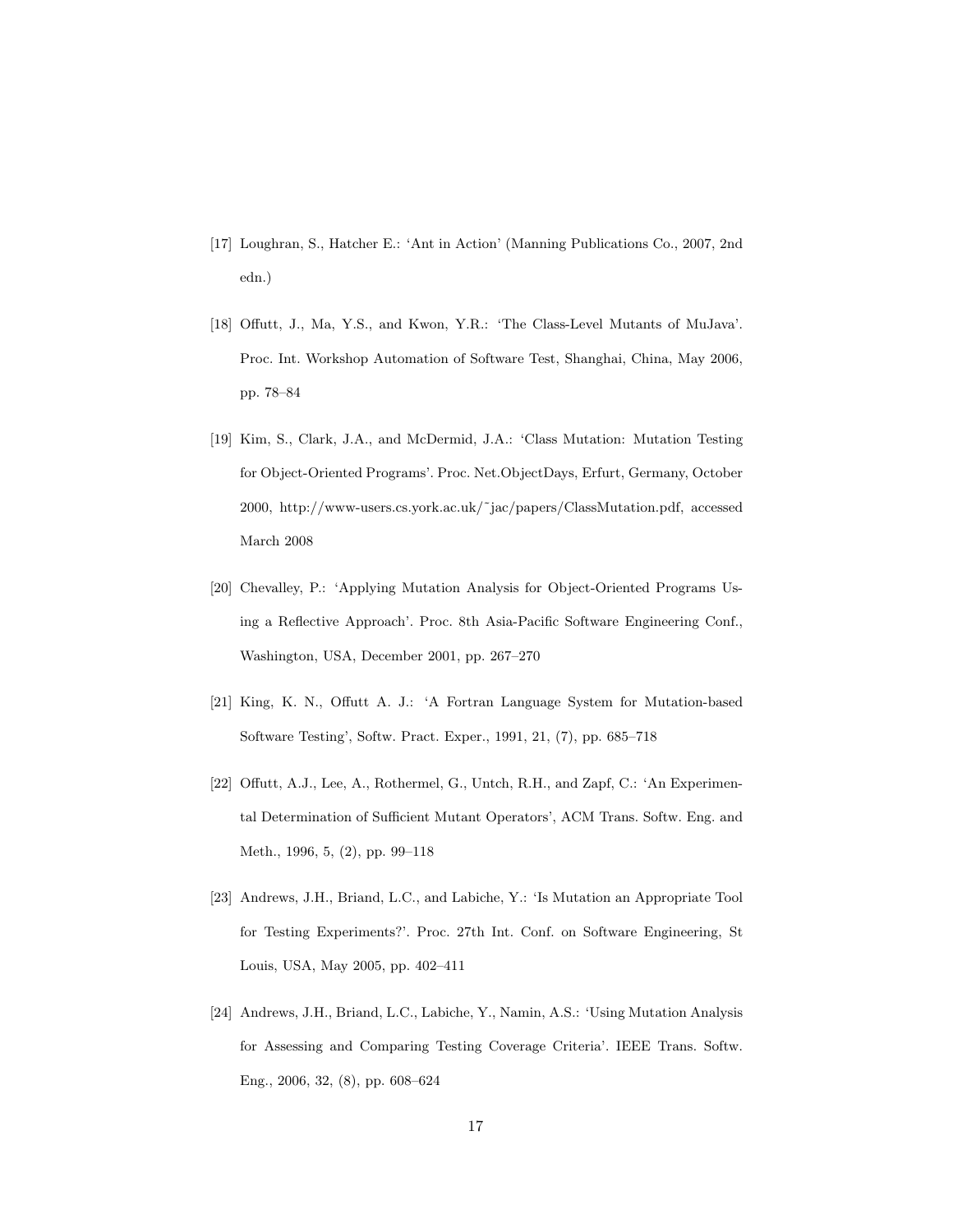[17] Loughran, S., Hatcher E.: 'Ant in Action' (Manning Publications Co., 2007, 2nd edn.)

[18] Offutt, J., Ma, Y.S., and Kwon, Y.R.: 'The Class-Level Mutants of MuJava'. Proc. Int. Workshop Automation of Software Test, Shanghai, China, May 2006, pp. 78–84

[19] Kim, S., Clark, J.A., and McDermid, J.A.: 'Class Mutation: Mutation Testing for Object-Oriented Programs'. Proc. Net.ObjectDays, Erfurt, Germany, October 2000, http://www-users.cs.york.ac.uk/~jac/papers/ClassMutation.pdf, accessed March 2008

[20] Chevalley, P.: 'Applying Mutation Analysis for Object-Oriented Programs Using a Reflective Approach'. Proc. 8th Asia-Pacific Software Engineering Conf., Washington, USA, December 2001, pp. 267–270

[21] King, K. N., Offutt A. J.: 'A Fortran Language System for Mutation-based Software Testing', Softw. Pract. Exper., 1991, 21, (7), pp. 685–718

[22] Offutt, A.J., Lee, A., Rothermel, G., Untch, R.H., and Zapf, C.: 'An Experimental Determination of Sufficient Mutant Operators', ACM Trans. Softw. Eng. and Meth., 1996, 5, (2), pp. 99–118

[23] Andrews, J.H., Briand, L.C., and Labiche, Y.: 'Is Mutation an Appropriate Tool for Testing Experiments?'. Proc. 27th Int. Conf. on Software Engineering, St Louis, USA, May 2005, pp. 402–411

[24] Andrews, J.H., Briand, L.C., Labiche, Y., Namin, A.S.: 'Using Mutation Analysis for Assessing and Comparing Testing Coverage Criteria'. IEEE Trans. Softw. Eng., 2006, 32, (8), pp. 608–624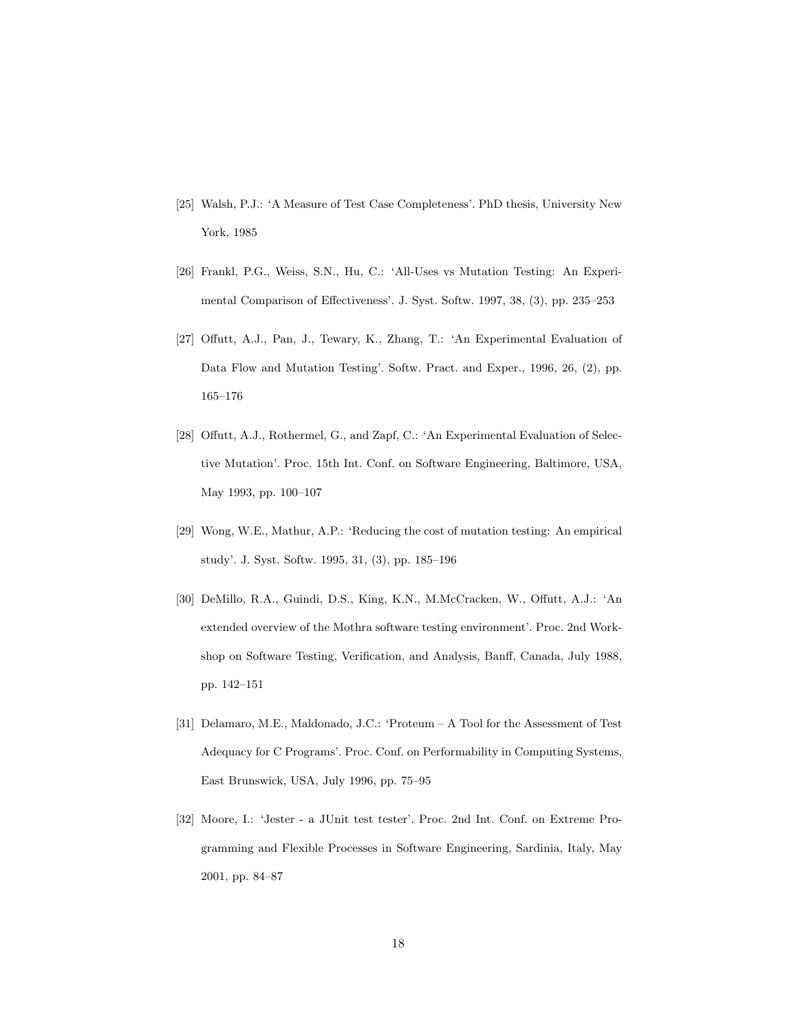[25] Walsh, P.J.: 'A Measure of Test Case Completeness'. PhD thesis, University New York, 1985

[26] Frankl, P.G., Weiss, S.N., Hu, C.: 'All-Uses vs Mutation Testing: An Experimental Comparison of Effectiveness'. J. Syst. Softw. 1997, 38, (3), pp. 235–253

[27] Offutt, A.J., Pan, J., Tewary, K., Zhang, T.: 'An Experimental Evaluation of Data Flow and Mutation Testing'. Softw. Pract. and Exper., 1996, 26, (2), pp. 165–176

[28] Offutt, A.J., Rothermel, G., and Zapf, C.: 'An Experimental Evaluation of Selective Mutation'. Proc. 15th Int. Conf. on Software Engineering, Baltimore, USA, May 1993, pp. 100–107

[29] Wong, W.E., Mathur, A.P.: 'Reducing the cost of mutation testing: An empirical study'. J. Syst. Softw. 1995, 31, (3), pp. 185–196

[30] DeMillo, R.A., Guindi, D.S., King, K.N., M.McCracken, W., Offutt, A.J.: 'An extended overview of the Mothra software testing environment'. Proc. 2nd Workshop on Software Testing, Verification, and Analysis, Banff, Canada, July 1988, pp. 142–151

[31] Delamaro, M.E., Maldonado, J.C.: 'Proteum – A Tool for the Assessment of Test Adequacy for C Programs'. Proc. Conf. on Performability in Computing Systems, East Brunswick, USA, July 1996, pp. 75–95

[32] Moore, I.: 'Jester - a JUnit test tester'. Proc. 2nd Int. Conf. on Extreme Programming and Flexible Processes in Software Engineering, Sardinia, Italy, May 2001, pp. 84–87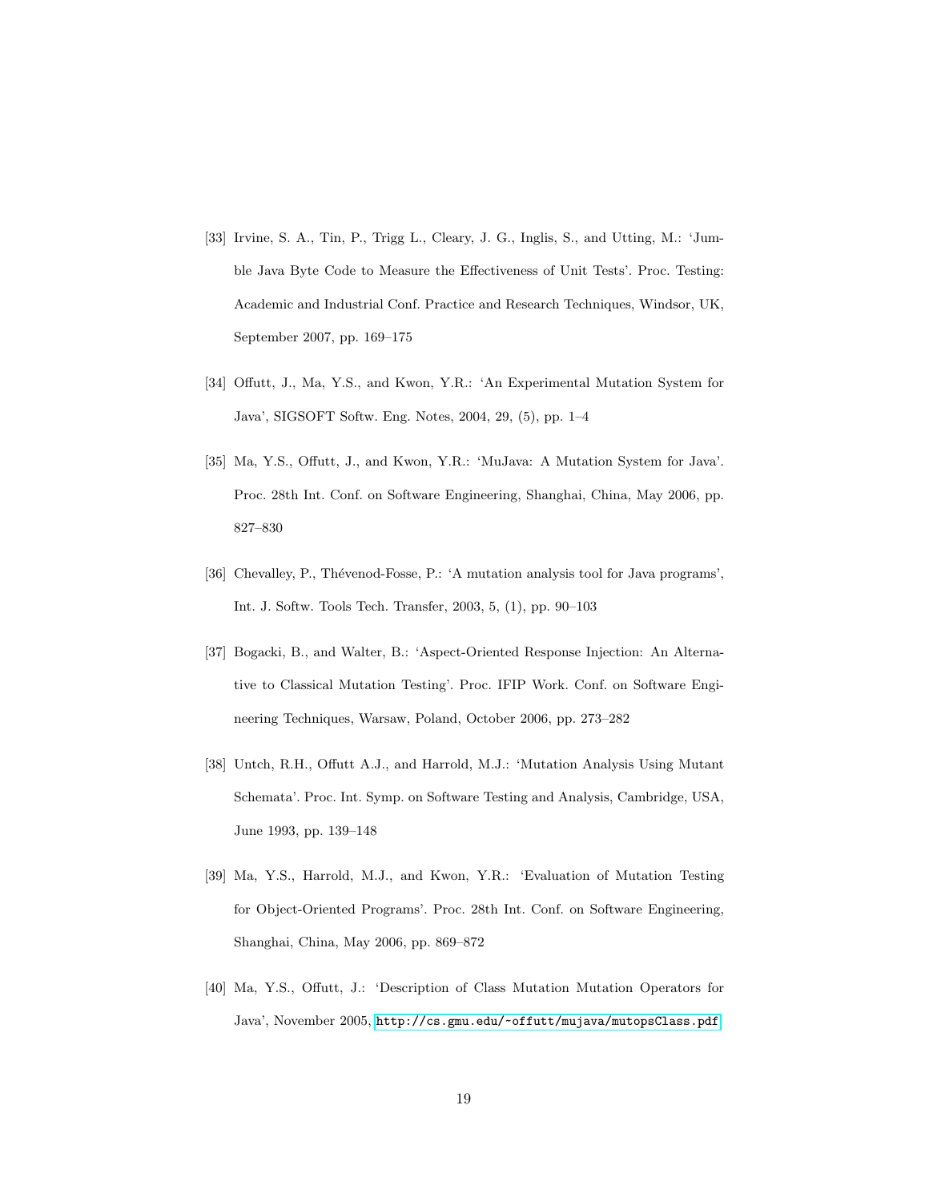[33] Irvine, S. A., Tin, P., Trigg L., Cleary, J. G., Inglis, S., and Utting, M.: 'Jumble Java Byte Code to Measure the Effectiveness of Unit Tests'. Proc. Testing: Academic and Industrial Conf. Practice and Research Techniques, Windsor, UK, September 2007, pp. 169–175

[34] Offutt, J., Ma, Y.S., and Kwon, Y.R.: 'An Experimental Mutation System for Java', SIGSOFT Softw. Eng. Notes, 2004, 29, (5), pp. 1–4

[35] Ma, Y.S., Offutt, J., and Kwon, Y.R.: 'MuJava: A Mutation System for Java'. Proc. 28th Int. Conf. on Software Engineering, Shanghai, China, May 2006, pp. 827–830

[36] Chevalley, P., Thévenod-Fosse, P.: 'A mutation analysis tool for Java programs', Int. J. Softw. Tools Tech. Transfer, 2003, 5, (1), pp. 90–103

[37] Bogacki, B., and Walter, B.: 'Aspect-Oriented Response Injection: An Alternative to Classical Mutation Testing'. Proc. IFIP Work. Conf. on Software Engineering Techniques, Warsaw, Poland, October 2006, pp. 273–282

[38] Untch, R.H., Offutt A.J., and Harrold, M.J.: 'Mutation Analysis Using Mutant Schemata'. Proc. Int. Symp. on Software Testing and Analysis, Cambridge, USA, June 1993, pp. 139–148

[39] Ma, Y.S., Harrold, M.J., and Kwon, Y.R.: 'Evaluation of Mutation Testing for Object-Oriented Programs'. Proc. 28th Int. Conf. on Software Engineering, Shanghai, China, May 2006, pp. 869–872

[40] Ma, Y.S., Offutt, J.: 'Description of Class Mutation Mutation Operators for Java', November 2005, http://cs.gmu.edu/~offutt/mujava/mutopsClass.pdf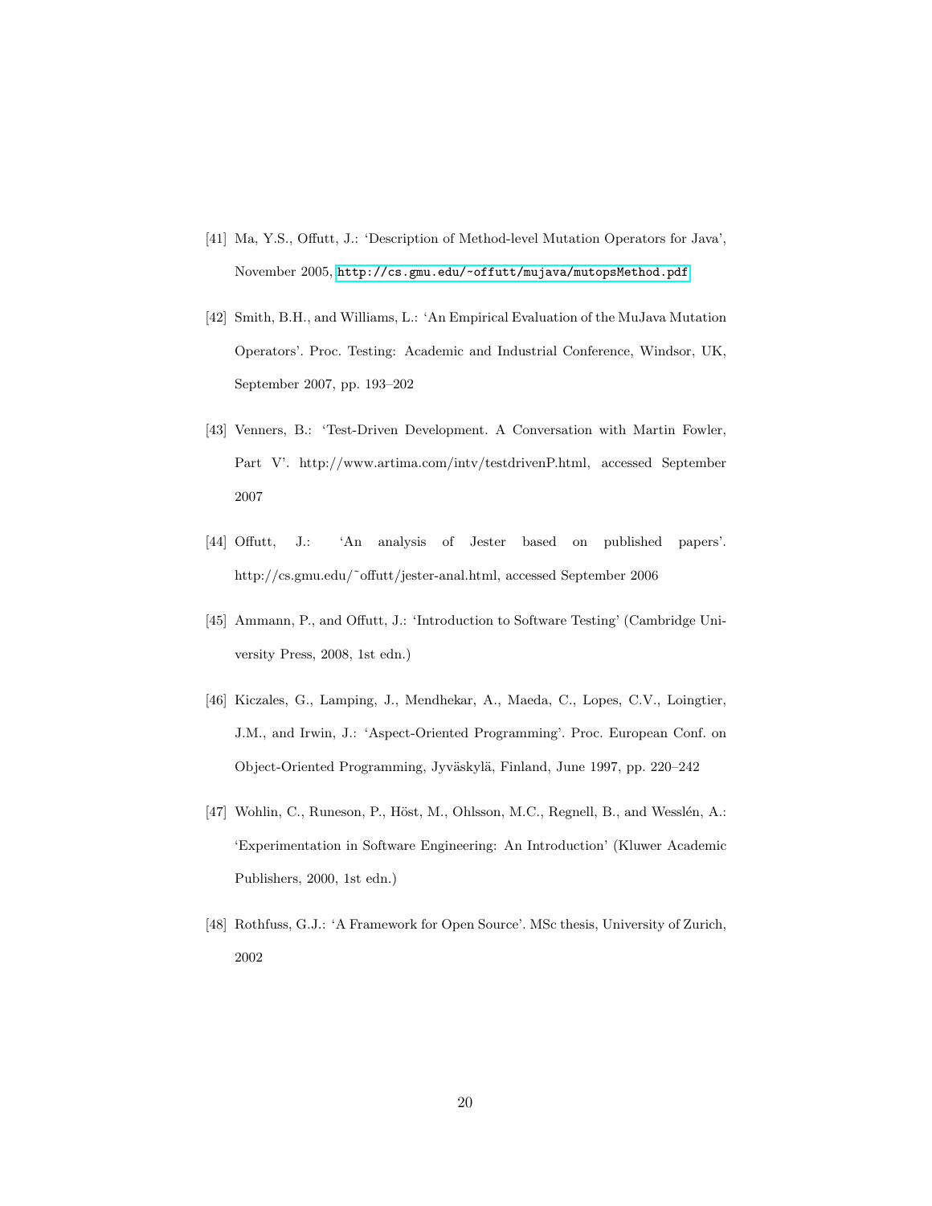[41] Ma, Y.S., Offutt, J.: 'Description of Method-level Mutation Operators for Java', November 2005, http://cs.gmu.edu/~offutt/mujava/mutopsMethod.pdf

[42] Smith, B.H., and Williams, L.: 'An Empirical Evaluation of the MuJava Mutation Operators'. Proc. Testing: Academic and Industrial Conference, Windsor, UK, September 2007, pp. 193–202

[43] Venners, B.: 'Test-Driven Development. A Conversation with Martin Fowler, Part V'. http://www.artima.com/intv/testdrivenP.html, accessed September 2007

[44] Offutt, J.: 'An analysis of Jester based on published papers'. http://cs.gmu.edu/~offutt/jester-anal.html, accessed September 2006

[45] Ammann, P., and Offutt, J.: 'Introduction to Software Testing' (Cambridge University Press, 2008, 1st edn.)

[46] Kiczales, G., Lamping, J., Mendhekar, A., Maeda, C., Lopes, C.V., Loingtier, J.M., and Irwin, J.: 'Aspect-Oriented Programming'. Proc. European Conf. on Object-Oriented Programming, Jyväskylä, Finland, June 1997, pp. 220–242

[47] Wohlin, C., Runeson, P., Höst, M., Ohlsson, M.C., Regnell, B., and Wesslén, A.: 'Experimentation in Software Engineering: An Introduction' (Kluwer Academic Publishers, 2000, 1st edn.)

[48] Rothfuss, G.J.: 'A Framework for Open Source'. MSc thesis, University of Zurich, 2002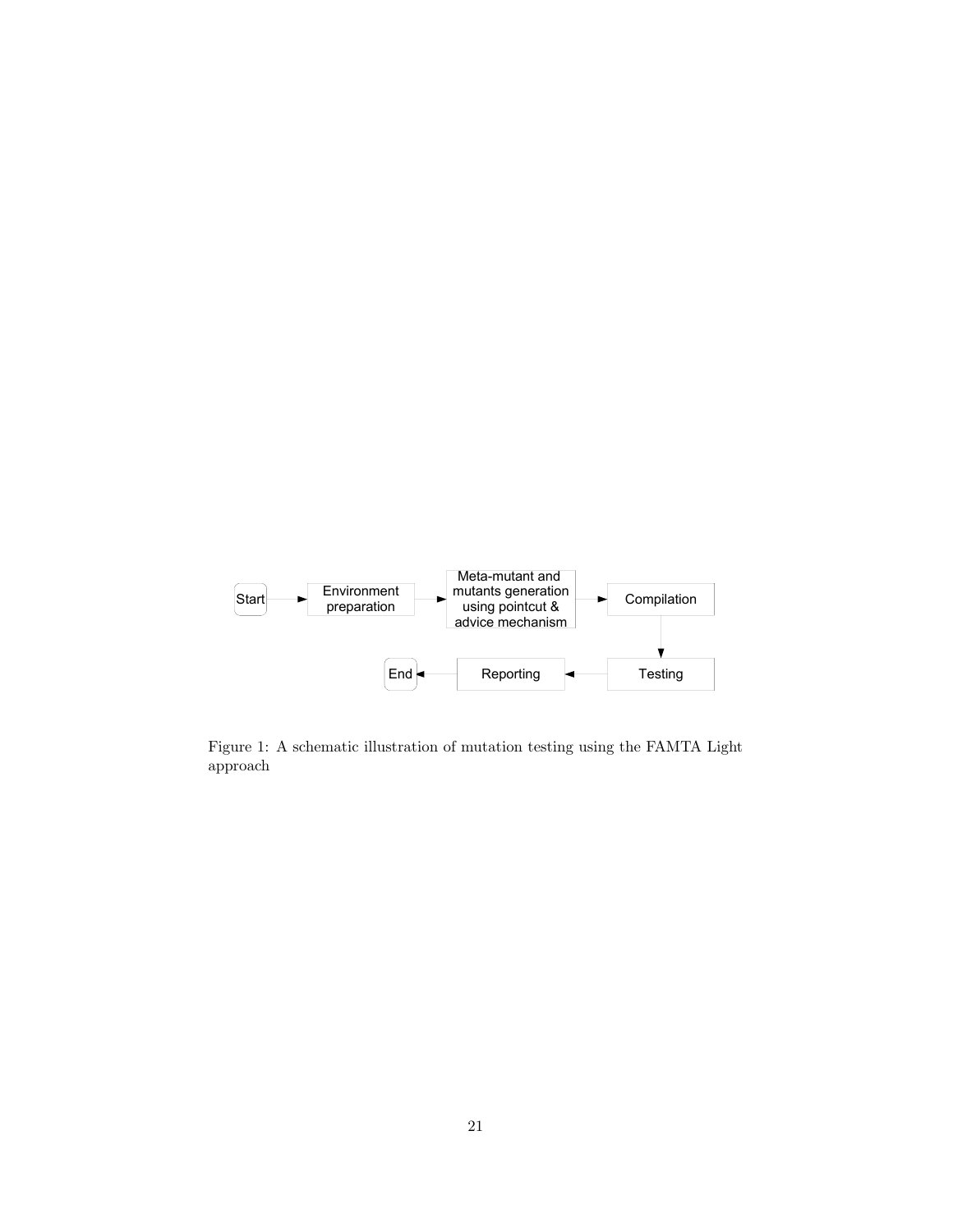Figure 1: A schematic illustration of mutation testing using the FAMTA Light approach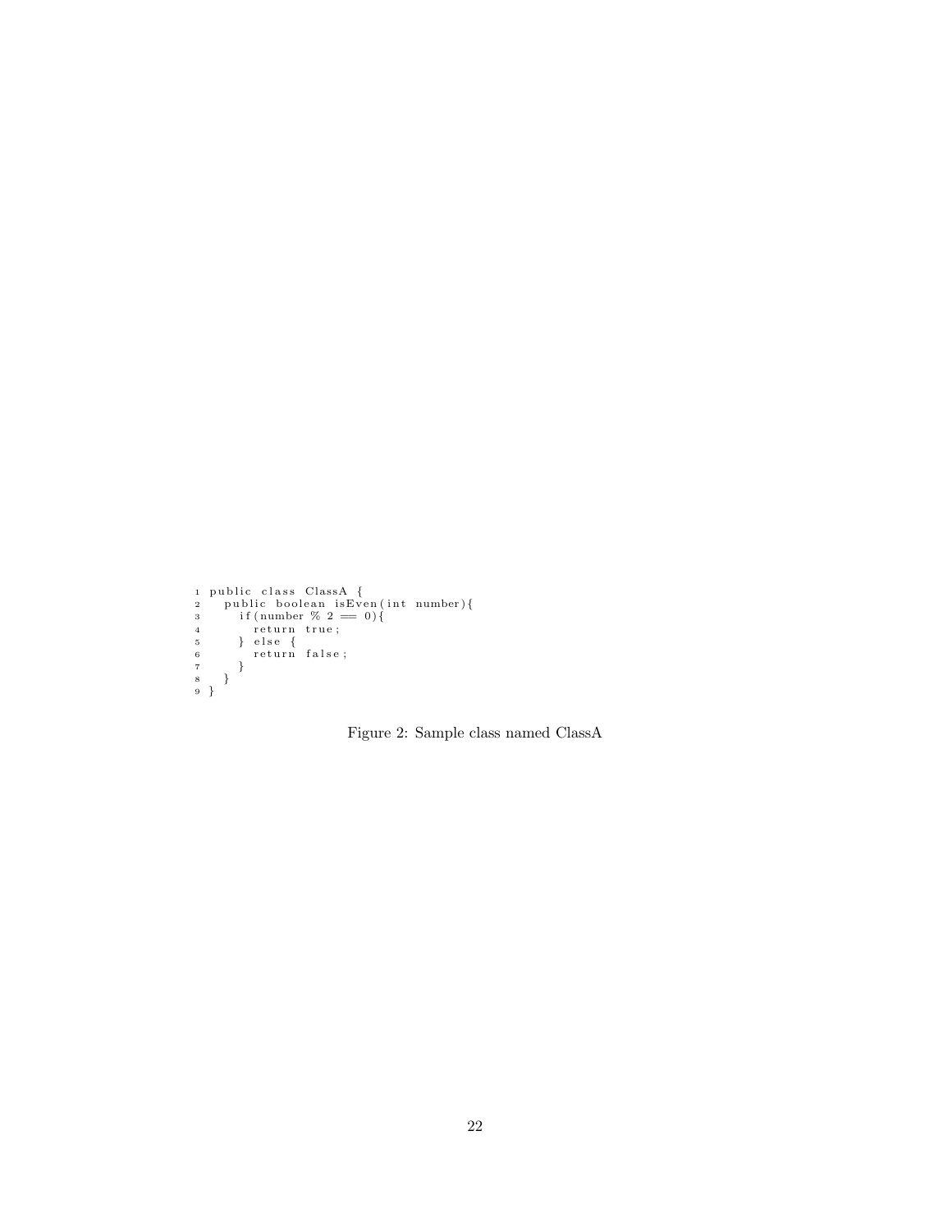```java
public class ClassA {
  public boolean isEven(int number){
    if(number % 2 == 0){
      return true;
    } else {
      return false;
    }
  }
}
```

Figure 2: Sample class named ClassA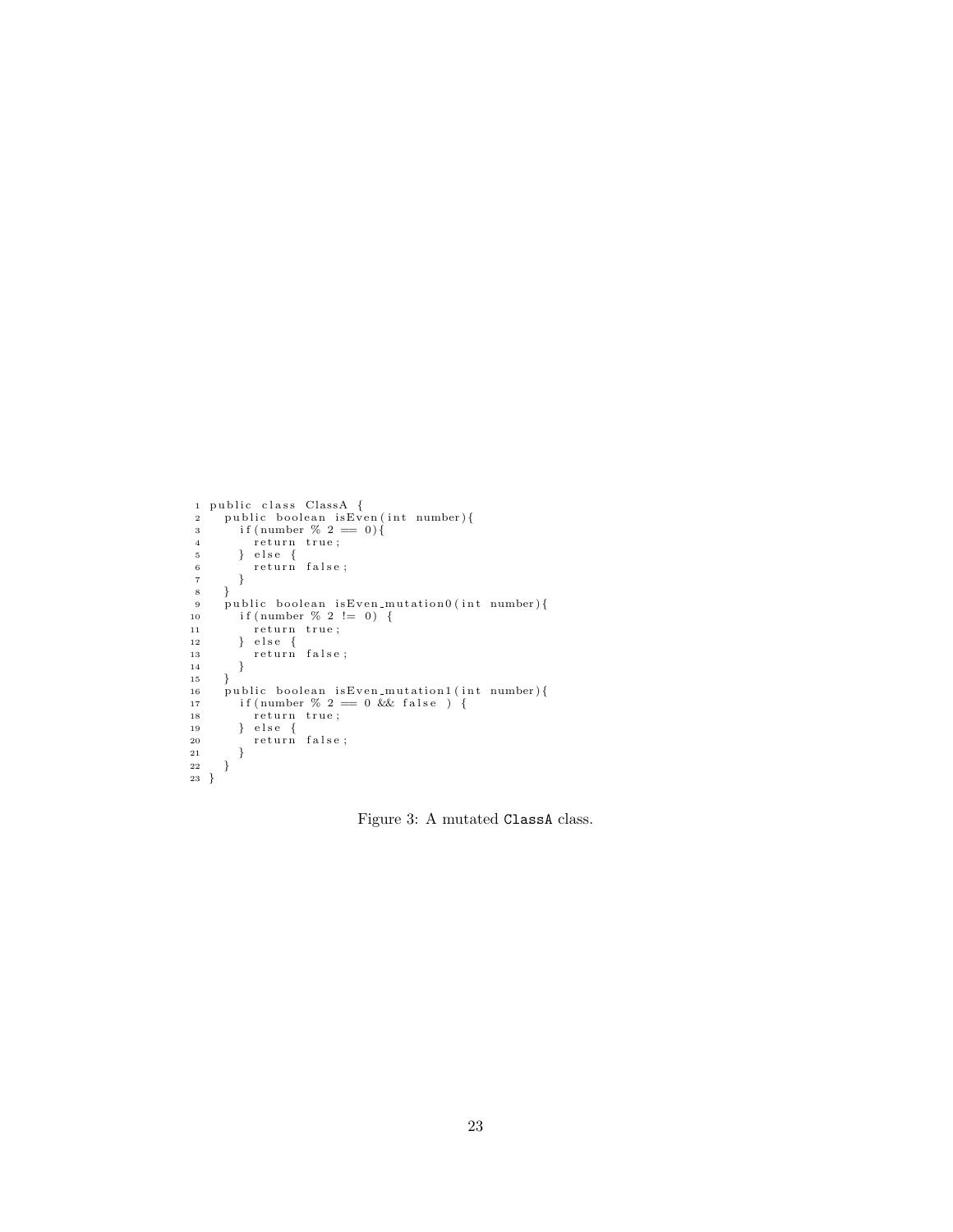```java
public class ClassA {
  public boolean isEven(int number){
    if(number % 2 == 0){
      return true;
    } else {
      return false;
    }
  }
  public boolean isEven_mutation0(int number){
    if(number % 2 != 0) {
      return true;
    } else {
      return false;
    }
  }
  public boolean isEven_mutation1(int number){
    if(number % 2 == 0 && false ) {
      return true;
    } else {
      return false;
    }
  }
}
```

Figure 3: A mutated `ClassA` class.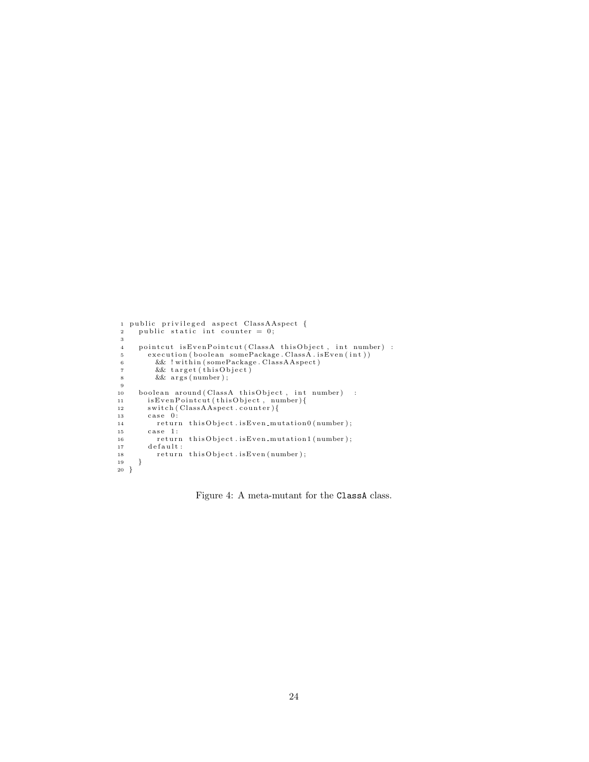```
public privileged aspect ClassAAspect {
  public static int counter = 0;

  pointcut isEvenPointcut(ClassA thisObject, int number) :
    execution(boolean somePackage.ClassA.isEven(int))
      && !within(somePackage.ClassAAspect)
      && target(thisObject)
      && args(number);

  boolean around(ClassA thisObject, int number)  :
    isEvenPointcut(thisObject, number){
    switch(ClassAAspect.counter){
    case 0:
      return thisObject.isEven_mutation0(number);
    case 1:
      return thisObject.isEven_mutation1(number);
    default:
      return thisObject.isEven(number);
  }
}
```

Figure 4: A meta-mutant for the `ClassA` class.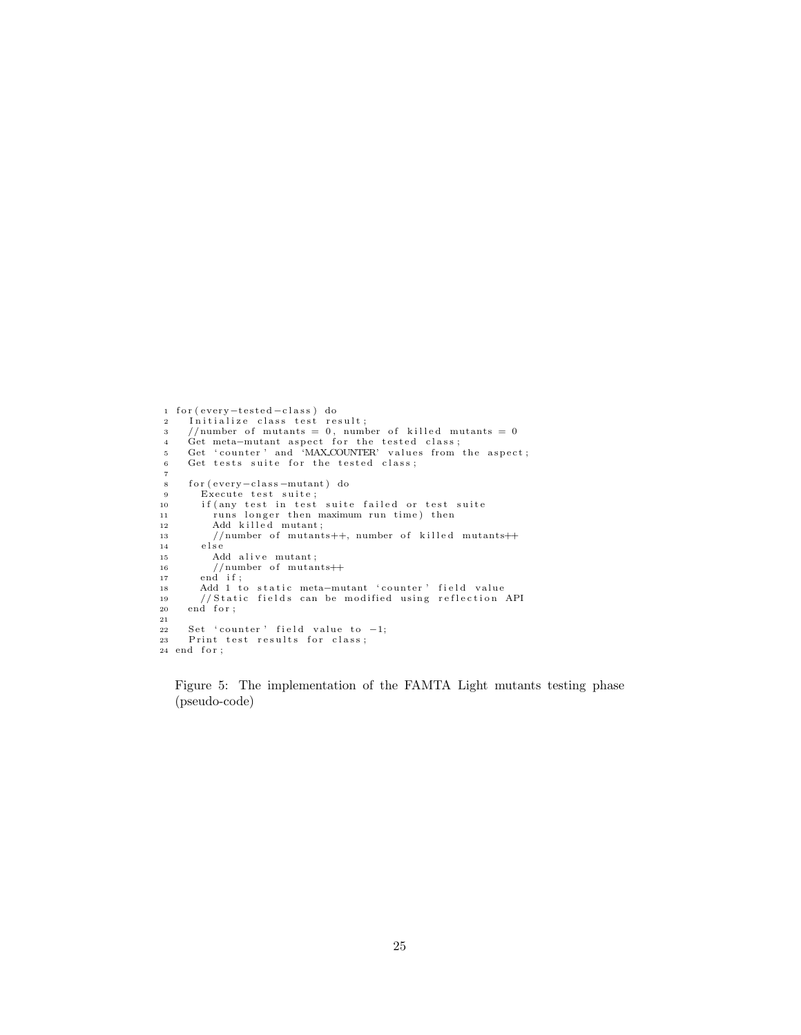```
1 for(every-tested-class) do
2   Initialize class test result;
3   //number of mutants = 0, number of killed mutants = 0
4   Get meta-mutant aspect for the tested class;
5   Get 'counter' and 'MAX_COUNTER' values from the aspect;
6   Get tests suite for the tested class;
7
8   for(every-class-mutant) do
9     Execute test suite;
10    if(any test in test suite failed or test suite
11      runs longer then maximum run time) then
12      Add killed mutant;
13      //number of mutants++, number of killed mutants++
14    else
15      Add alive mutant;
16      //number of mutants++
17    end if;
18    Add 1 to static meta-mutant 'counter' field value
19    //Static fields can be modified using reflection API
20  end for;
21
22  Set 'counter' field value to -1;
23  Print test results for class;
24 end for;
```

Figure 5: The implementation of the FAMTA Light mutants testing phase (pseudo-code)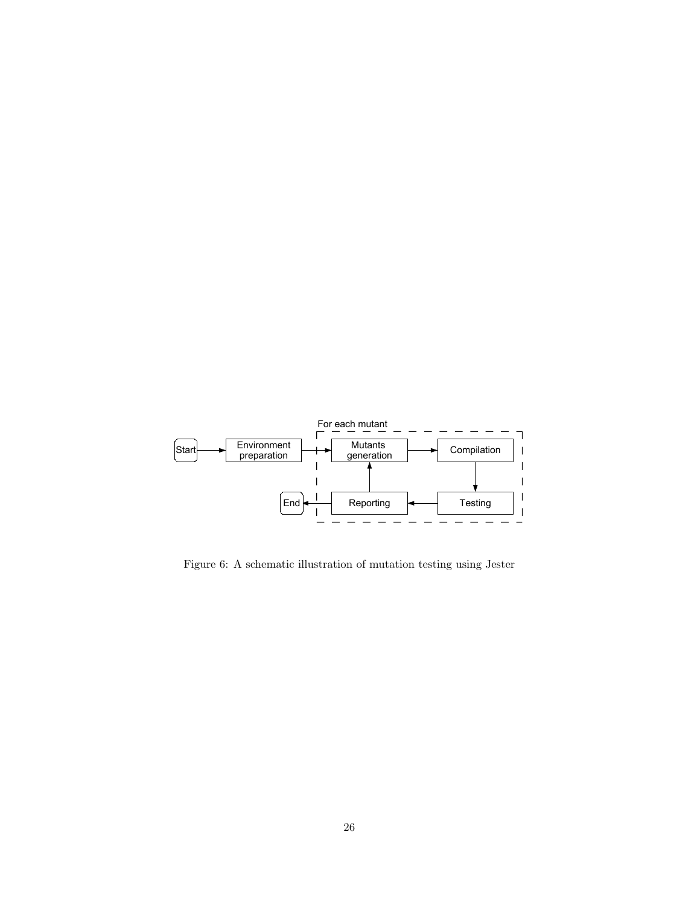Figure 6: A schematic illustration of mutation testing using Jester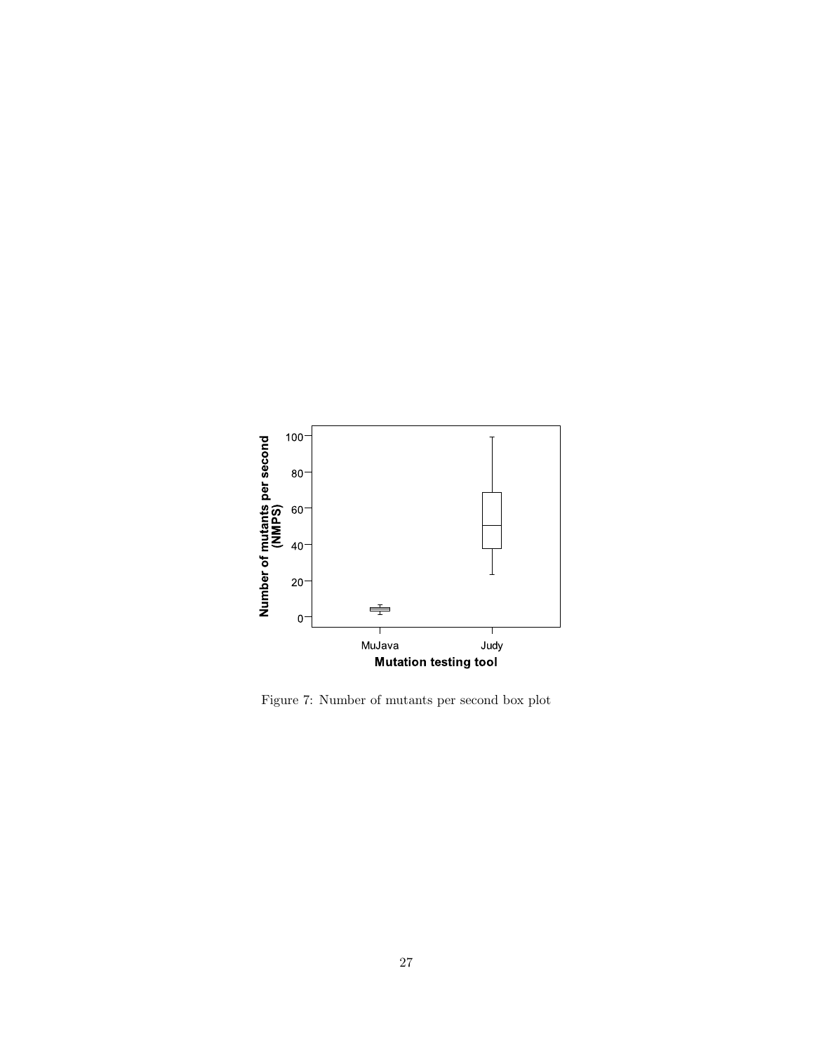Number of mutants per second
(NMPS)

100
80
60
40
20
0

MuJava
Judy

Mutation testing tool

Figure 7: Number of mutants per second box plot